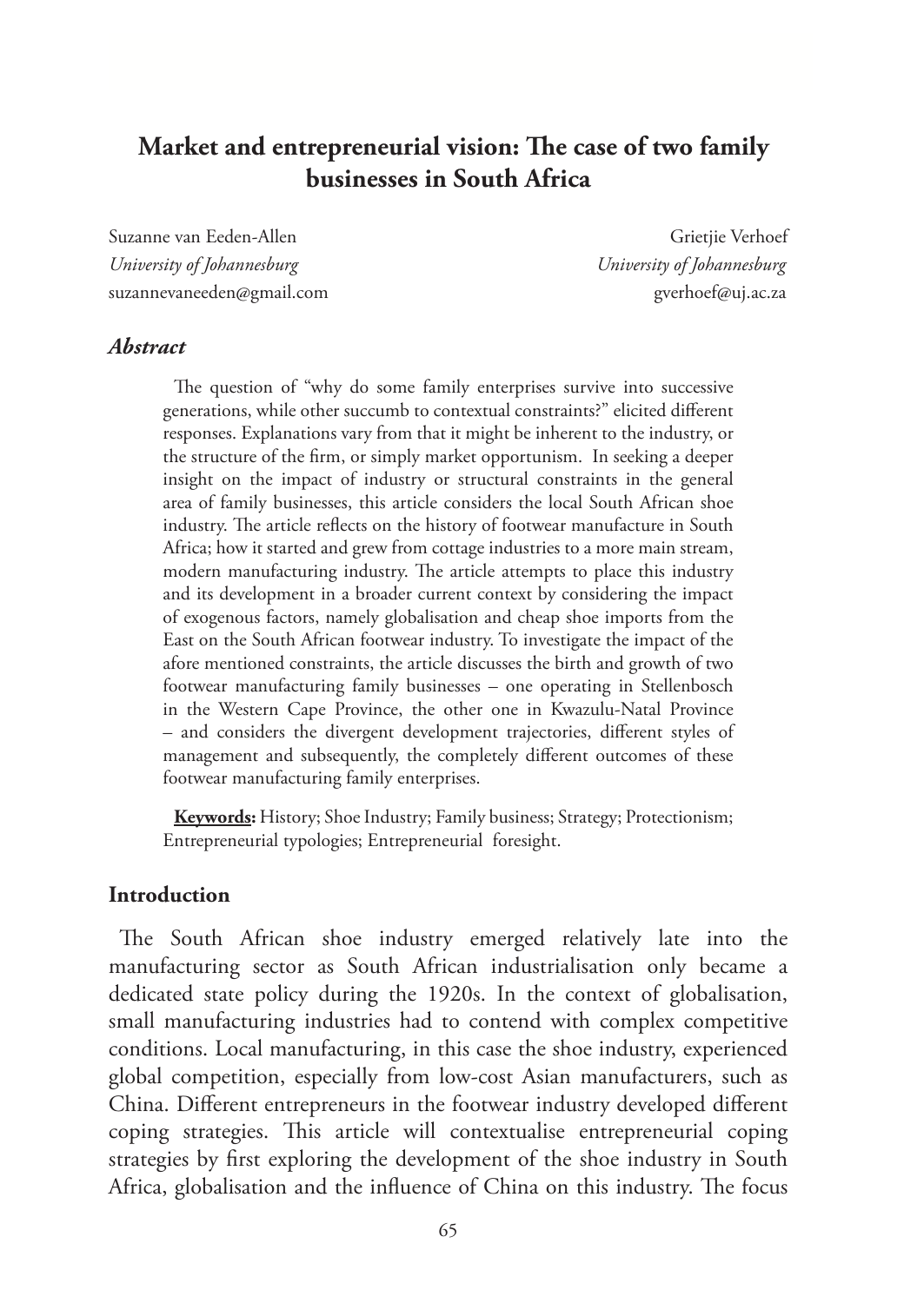# Market and entrepreneurial vision: The case of two family businesses in South Africa

Suzanne van Eeden-Allen
*University of Johannesburg*
suzannevaneeden@gmail.com

Grietjie Verhoef
*University of Johannesburg*
gverhoef@uj.ac.za

## *Abstract*

The question of "why do some family enterprises survive into successive generations, while other succumb to contextual constraints?" elicited different responses. Explanations vary from that it might be inherent to the industry, or the structure of the firm, or simply market opportunism. In seeking a deeper insight on the impact of industry or structural constraints in the general area of family businesses, this article considers the local South African shoe industry. The article reflects on the history of footwear manufacture in South Africa; how it started and grew from cottage industries to a more main stream, modern manufacturing industry. The article attempts to place this industry and its development in a broader current context by considering the impact of exogenous factors, namely globalisation and cheap shoe imports from the East on the South African footwear industry. To investigate the impact of the afore mentioned constraints, the article discusses the birth and growth of two footwear manufacturing family businesses – one operating in Stellenbosch in the Western Cape Province, the other one in Kwazulu-Natal Province – and considers the divergent development trajectories, different styles of management and subsequently, the completely different outcomes of these footwear manufacturing family enterprises.

**Keywords:** History; Shoe Industry; Family business; Strategy; Protectionism; Entrepreneurial typologies; Entrepreneurial foresight.

## Introduction

The South African shoe industry emerged relatively late into the manufacturing sector as South African industrialisation only became a dedicated state policy during the 1920s. In the context of globalisation, small manufacturing industries had to contend with complex competitive conditions. Local manufacturing, in this case the shoe industry, experienced global competition, especially from low-cost Asian manufacturers, such as China. Different entrepreneurs in the footwear industry developed different coping strategies. This article will contextualise entrepreneurial coping strategies by first exploring the development of the shoe industry in South Africa, globalisation and the influence of China on this industry. The focus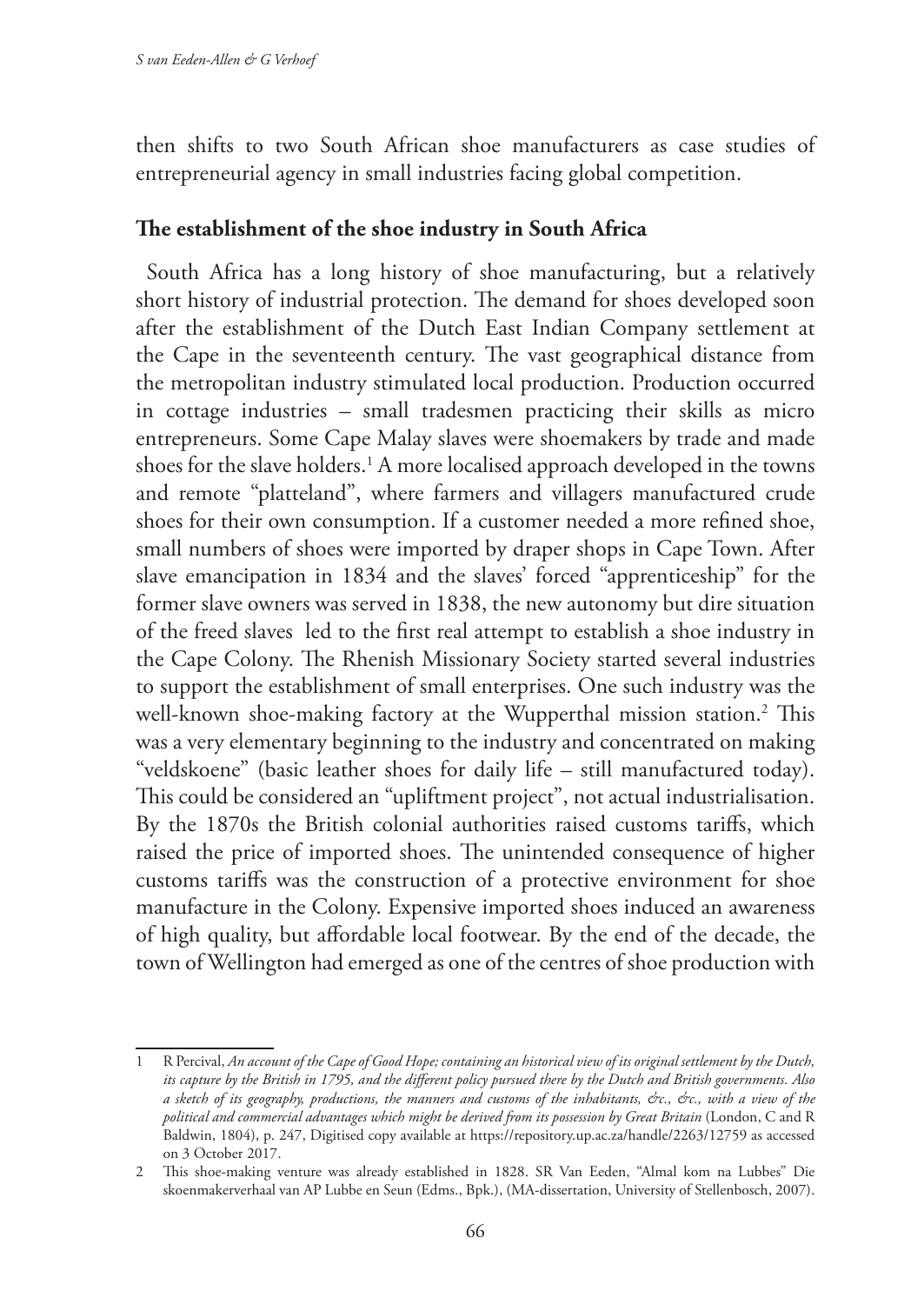then shifts to two South African shoe manufacturers as case studies of entrepreneurial agency in small industries facing global competition.

## The establishment of the shoe industry in South Africa

South Africa has a long history of shoe manufacturing, but a relatively short history of industrial protection. The demand for shoes developed soon after the establishment of the Dutch East Indian Company settlement at the Cape in the seventeenth century. The vast geographical distance from the metropolitan industry stimulated local production. Production occurred in cottage industries – small tradesmen practicing their skills as micro entrepreneurs. Some Cape Malay slaves were shoemakers by trade and made shoes for the slave holders.[1] A more localised approach developed in the towns and remote "platteland", where farmers and villagers manufactured crude shoes for their own consumption. If a customer needed a more refined shoe, small numbers of shoes were imported by draper shops in Cape Town. After slave emancipation in 1834 and the slaves' forced "apprenticeship" for the former slave owners was served in 1838, the new autonomy but dire situation of the freed slaves led to the first real attempt to establish a shoe industry in the Cape Colony. The Rhenish Missionary Society started several industries to support the establishment of small enterprises. One such industry was the well-known shoe-making factory at the Wupperthal mission station.[2] This was a very elementary beginning to the industry and concentrated on making "veldskoene" (basic leather shoes for daily life – still manufactured today). This could be considered an "upliftment project", not actual industrialisation. By the 1870s the British colonial authorities raised customs tariffs, which raised the price of imported shoes. The unintended consequence of higher customs tariffs was the construction of a protective environment for shoe manufacture in the Colony. Expensive imported shoes induced an awareness of high quality, but affordable local footwear. By the end of the decade, the town of Wellington had emerged as one of the centres of shoe production with

---

1 R Percival, *An account of the Cape of Good Hope; containing an historical view of its original settlement by the Dutch, its capture by the British in 1795, and the different policy pursued there by the Dutch and British governments. Also a sketch of its geography, productions, the manners and customs of the inhabitants, &c., &c., with a view of the political and commercial advantages which might be derived from its possession by Great Britain* (London, C and R Baldwin, 1804), p. 247, Digitised copy available at https://repository.up.ac.za/handle/2263/12759 as accessed on 3 October 2017.

2 This shoe-making venture was already established in 1828. SR Van Eeden, "Almal kom na Lubbes" Die skoenmakerverhaal van AP Lubbe en Seun (Edms., Bpk.), (MA-dissertation, University of Stellenbosch, 2007).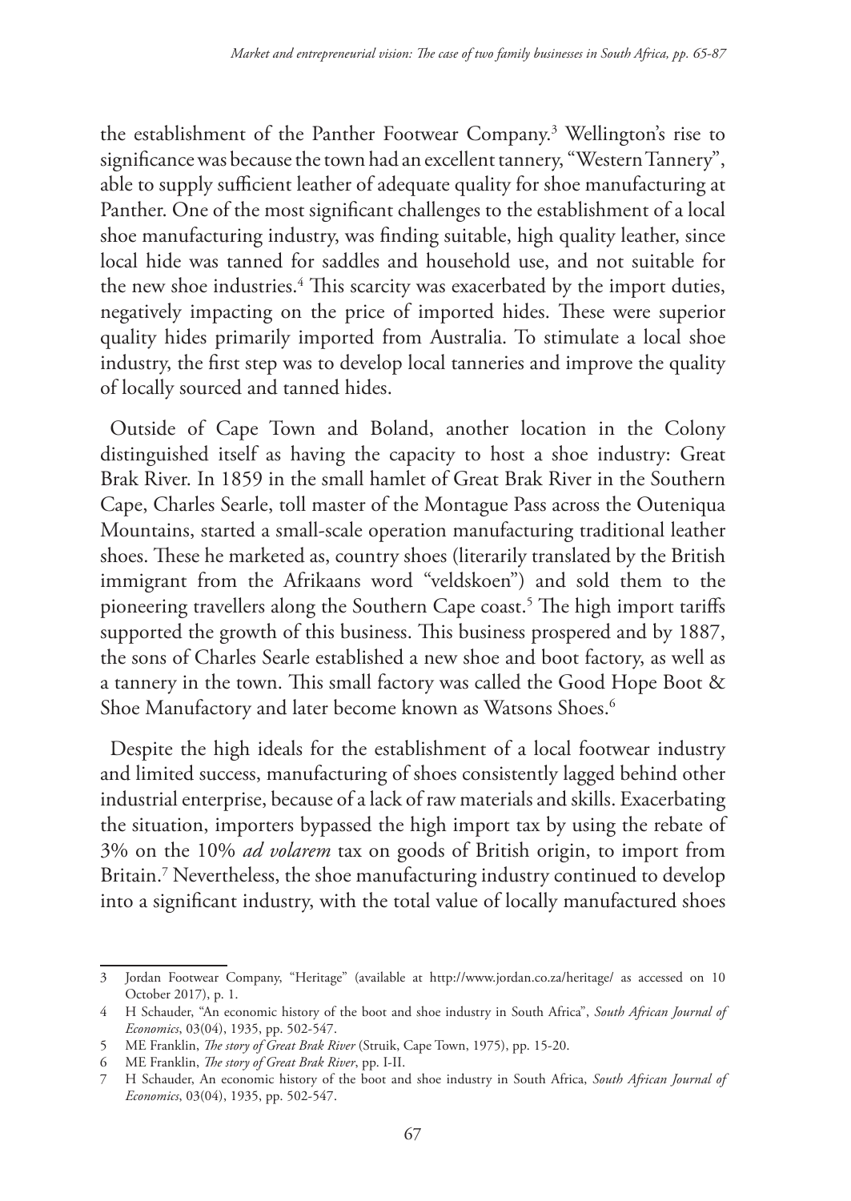the establishment of the Panther Footwear Company.[3] Wellington's rise to significance was because the town had an excellent tannery, "Western Tannery", able to supply sufficient leather of adequate quality for shoe manufacturing at Panther. One of the most significant challenges to the establishment of a local shoe manufacturing industry, was finding suitable, high quality leather, since local hide was tanned for saddles and household use, and not suitable for the new shoe industries.[4] This scarcity was exacerbated by the import duties, negatively impacting on the price of imported hides. These were superior quality hides primarily imported from Australia. To stimulate a local shoe industry, the first step was to develop local tanneries and improve the quality of locally sourced and tanned hides.

Outside of Cape Town and Boland, another location in the Colony distinguished itself as having the capacity to host a shoe industry: Great Brak River. In 1859 in the small hamlet of Great Brak River in the Southern Cape, Charles Searle, toll master of the Montague Pass across the Outeniqua Mountains, started a small-scale operation manufacturing traditional leather shoes. These he marketed as, country shoes (literarily translated by the British immigrant from the Afrikaans word "veldskoen") and sold them to the pioneering travellers along the Southern Cape coast.[5] The high import tariffs supported the growth of this business. This business prospered and by 1887, the sons of Charles Searle established a new shoe and boot factory, as well as a tannery in the town. This small factory was called the Good Hope Boot & Shoe Manufactory and later become known as Watsons Shoes.[6]

Despite the high ideals for the establishment of a local footwear industry and limited success, manufacturing of shoes consistently lagged behind other industrial enterprise, because of a lack of raw materials and skills. Exacerbating the situation, importers bypassed the high import tax by using the rebate of 3% on the 10% *ad volarem* tax on goods of British origin, to import from Britain.[7] Nevertheless, the shoe manufacturing industry continued to develop into a significant industry, with the total value of locally manufactured shoes

---

3 Jordan Footwear Company, "Heritage" (available at http://www.jordan.co.za/heritage/ as accessed on 10 October 2017), p. 1.

4 H Schauder, "An economic history of the boot and shoe industry in South Africa", *South African Journal of Economics*, 03(04), 1935, pp. 502-547.

5 ME Franklin, *The story of Great Brak River* (Struik, Cape Town, 1975), pp. 15-20.

6 ME Franklin, *The story of Great Brak River*, pp. I-II.

7 H Schauder, An economic history of the boot and shoe industry in South Africa, *South African Journal of Economics*, 03(04), 1935, pp. 502-547.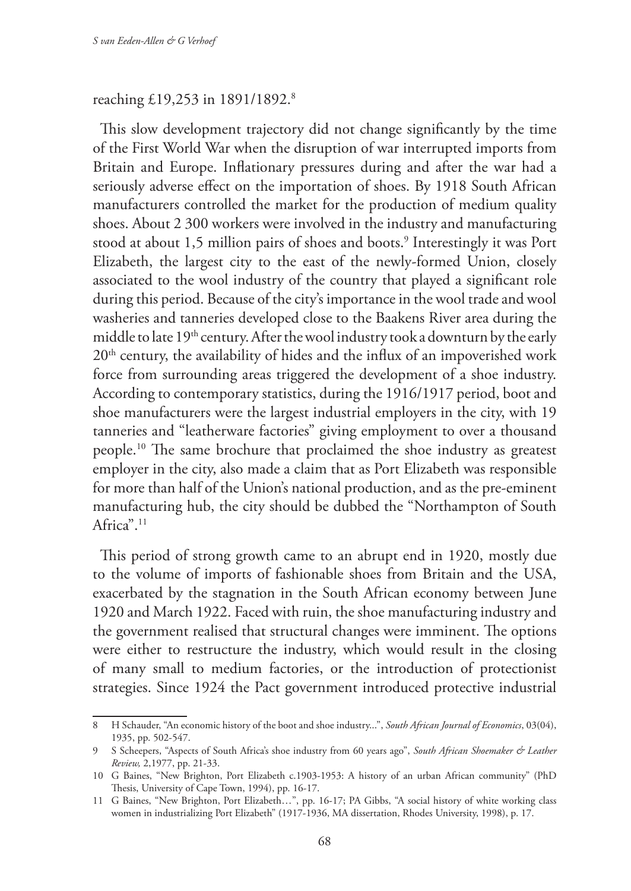reaching £19,253 in 1891/1892.[8]

This slow development trajectory did not change significantly by the time of the First World War when the disruption of war interrupted imports from Britain and Europe. Inflationary pressures during and after the war had a seriously adverse effect on the importation of shoes. By 1918 South African manufacturers controlled the market for the production of medium quality shoes. About 2 300 workers were involved in the industry and manufacturing stood at about 1,5 million pairs of shoes and boots.[9] Interestingly it was Port Elizabeth, the largest city to the east of the newly-formed Union, closely associated to the wool industry of the country that played a significant role during this period. Because of the city's importance in the wool trade and wool washeries and tanneries developed close to the Baakens River area during the middle to late 19th century. After the wool industry took a downturn by the early 20th century, the availability of hides and the influx of an impoverished work force from surrounding areas triggered the development of a shoe industry. According to contemporary statistics, during the 1916/1917 period, boot and shoe manufacturers were the largest industrial employers in the city, with 19 tanneries and "leatherware factories" giving employment to over a thousand people.[10] The same brochure that proclaimed the shoe industry as greatest employer in the city, also made a claim that as Port Elizabeth was responsible for more than half of the Union's national production, and as the pre-eminent manufacturing hub, the city should be dubbed the "Northampton of South Africa".[11]

This period of strong growth came to an abrupt end in 1920, mostly due to the volume of imports of fashionable shoes from Britain and the USA, exacerbated by the stagnation in the South African economy between June 1920 and March 1922. Faced with ruin, the shoe manufacturing industry and the government realised that structural changes were imminent. The options were either to restructure the industry, which would result in the closing of many small to medium factories, or the introduction of protectionist strategies. Since 1924 the Pact government introduced protective industrial

---

8 H Schauder, "An economic history of the boot and shoe industry...", *South African Journal of Economics*, 03(04), 1935, pp. 502-547.

9 S Scheepers, "Aspects of South Africa's shoe industry from 60 years ago", *South African Shoemaker & Leather Review*, 2,1977, pp. 21-33.

10 G Baines, "New Brighton, Port Elizabeth c.1903-1953: A history of an urban African community" (PhD Thesis, University of Cape Town, 1994), pp. 16-17.

11 G Baines, "New Brighton, Port Elizabeth…", pp. 16-17; PA Gibbs, "A social history of white working class women in industrializing Port Elizabeth" (1917-1936, MA dissertation, Rhodes University, 1998), p. 17.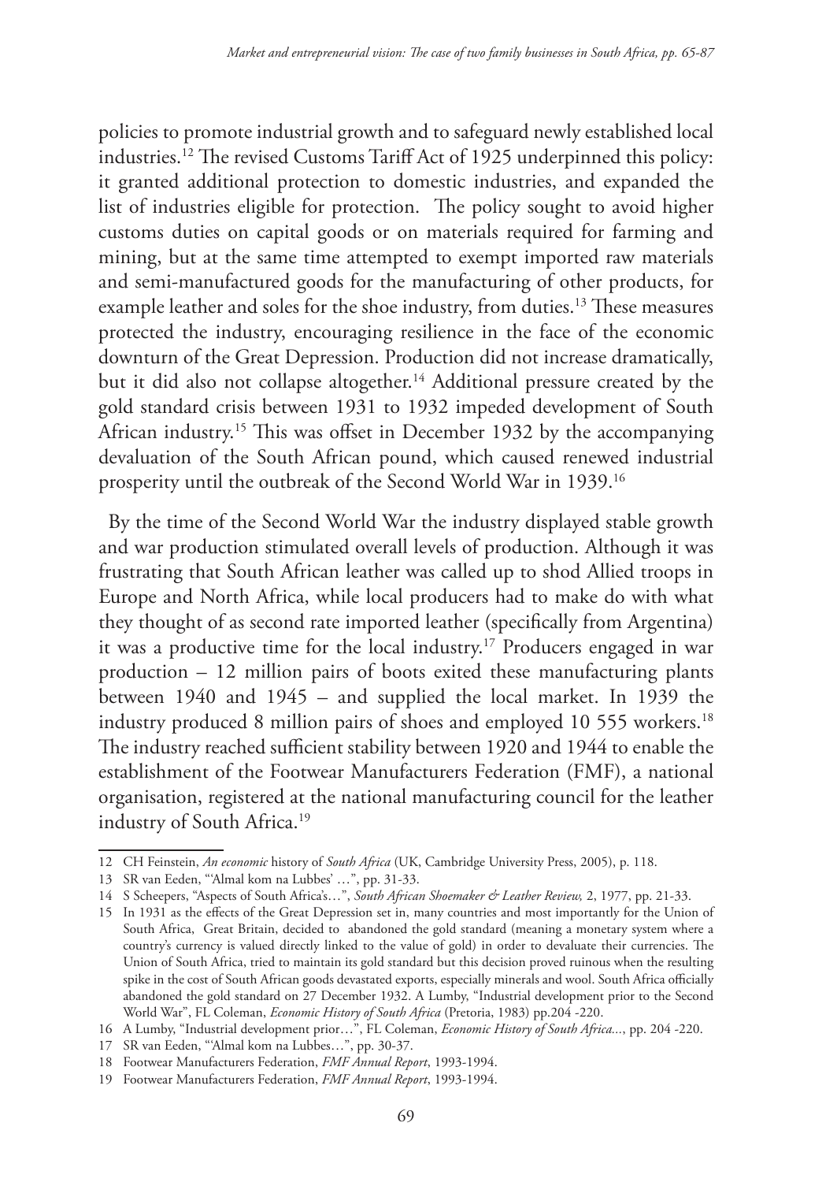policies to promote industrial growth and to safeguard newly established local industries.[12] The revised Customs Tariff Act of 1925 underpinned this policy: it granted additional protection to domestic industries, and expanded the list of industries eligible for protection. The policy sought to avoid higher customs duties on capital goods or on materials required for farming and mining, but at the same time attempted to exempt imported raw materials and semi-manufactured goods for the manufacturing of other products, for example leather and soles for the shoe industry, from duties.[13] These measures protected the industry, encouraging resilience in the face of the economic downturn of the Great Depression. Production did not increase dramatically, but it did also not collapse altogether.[14] Additional pressure created by the gold standard crisis between 1931 to 1932 impeded development of South African industry.[15] This was offset in December 1932 by the accompanying devaluation of the South African pound, which caused renewed industrial prosperity until the outbreak of the Second World War in 1939.[16]

By the time of the Second World War the industry displayed stable growth and war production stimulated overall levels of production. Although it was frustrating that South African leather was called up to shod Allied troops in Europe and North Africa, while local producers had to make do with what they thought of as second rate imported leather (specifically from Argentina) it was a productive time for the local industry.[17] Producers engaged in war production – 12 million pairs of boots exited these manufacturing plants between 1940 and 1945 – and supplied the local market. In 1939 the industry produced 8 million pairs of shoes and employed 10 555 workers.[18] The industry reached sufficient stability between 1920 and 1944 to enable the establishment of the Footwear Manufacturers Federation (FMF), a national organisation, registered at the national manufacturing council for the leather industry of South Africa.[19]

---

12 CH Feinstein, *An economic* history of *South Africa* (UK, Cambridge University Press, 2005), p. 118.

13 SR van Eeden, "'Almal kom na Lubbes' …", pp. 31-33.

14 S Scheepers, "Aspects of South Africa's…", *South African Shoemaker & Leather Review,* 2, 1977, pp. 21-33.

15 In 1931 as the effects of the Great Depression set in, many countries and most importantly for the Union of South Africa, Great Britain, decided to abandoned the gold standard (meaning a monetary system where a country's currency is valued directly linked to the value of gold) in order to devaluate their currencies. The Union of South Africa, tried to maintain its gold standard but this decision proved ruinous when the resulting spike in the cost of South African goods devastated exports, especially minerals and wool. South Africa officially abandoned the gold standard on 27 December 1932. A Lumby, "Industrial development prior to the Second World War", FL Coleman, *Economic History of South Africa* (Pretoria, 1983) pp.204 -220.

16 A Lumby, "Industrial development prior…", FL Coleman, *Economic History of South Africa...*, pp. 204 -220.

17 SR van Eeden, "'Almal kom na Lubbes…", pp. 30-37.

18 Footwear Manufacturers Federation, *FMF Annual Report*, 1993-1994.

19 Footwear Manufacturers Federation, *FMF Annual Report*, 1993-1994.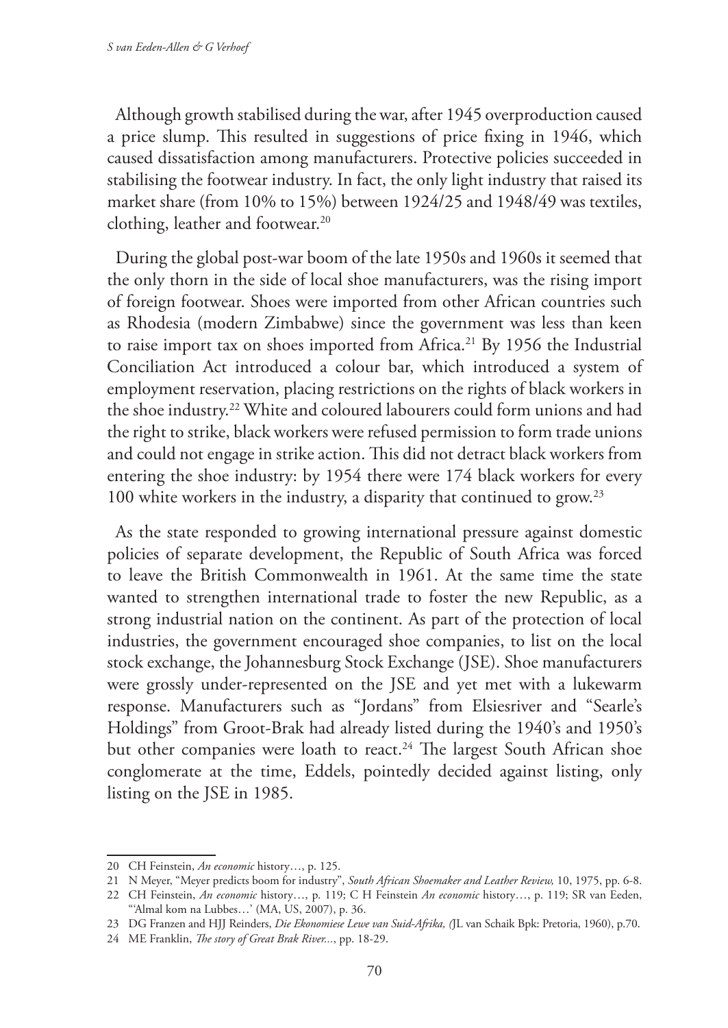Although growth stabilised during the war, after 1945 overproduction caused a price slump. This resulted in suggestions of price fixing in 1946, which caused dissatisfaction among manufacturers. Protective policies succeeded in stabilising the footwear industry. In fact, the only light industry that raised its market share (from 10% to 15%) between 1924/25 and 1948/49 was textiles, clothing, leather and footwear.[20]

During the global post-war boom of the late 1950s and 1960s it seemed that the only thorn in the side of local shoe manufacturers, was the rising import of foreign footwear. Shoes were imported from other African countries such as Rhodesia (modern Zimbabwe) since the government was less than keen to raise import tax on shoes imported from Africa.[21] By 1956 the Industrial Conciliation Act introduced a colour bar, which introduced a system of employment reservation, placing restrictions on the rights of black workers in the shoe industry.[22] White and coloured labourers could form unions and had the right to strike, black workers were refused permission to form trade unions and could not engage in strike action. This did not detract black workers from entering the shoe industry: by 1954 there were 174 black workers for every 100 white workers in the industry, a disparity that continued to grow.[23]

As the state responded to growing international pressure against domestic policies of separate development, the Republic of South Africa was forced to leave the British Commonwealth in 1961. At the same time the state wanted to strengthen international trade to foster the new Republic, as a strong industrial nation on the continent. As part of the protection of local industries, the government encouraged shoe companies, to list on the local stock exchange, the Johannesburg Stock Exchange (JSE). Shoe manufacturers were grossly under-represented on the JSE and yet met with a lukewarm response. Manufacturers such as "Jordans" from Elsiesriver and "Searle's Holdings" from Groot-Brak had already listed during the 1940's and 1950's but other companies were loath to react.[24] The largest South African shoe conglomerate at the time, Eddels, pointedly decided against listing, only listing on the JSE in 1985.

---

20 CH Feinstein, *An economic* history…, p. 125.

21 N Meyer, "Meyer predicts boom for industry", *South African Shoemaker and Leather Review,* 10, 1975, pp. 6-8.

22 CH Feinstein, *An economic* history…, p. 119; C H Feinstein *An economic* history…, p. 119; SR van Eeden, "'Almal kom na Lubbes…' (MA, US, 2007), p. 36.

23 DG Franzen and HJJ Reinders, *Die Ekonomiese Lewe van Suid-Afrika, (*JL van Schaik Bpk: Pretoria, 1960), p.70.

24 ME Franklin, *The story of Great Brak River...*, pp. 18-29.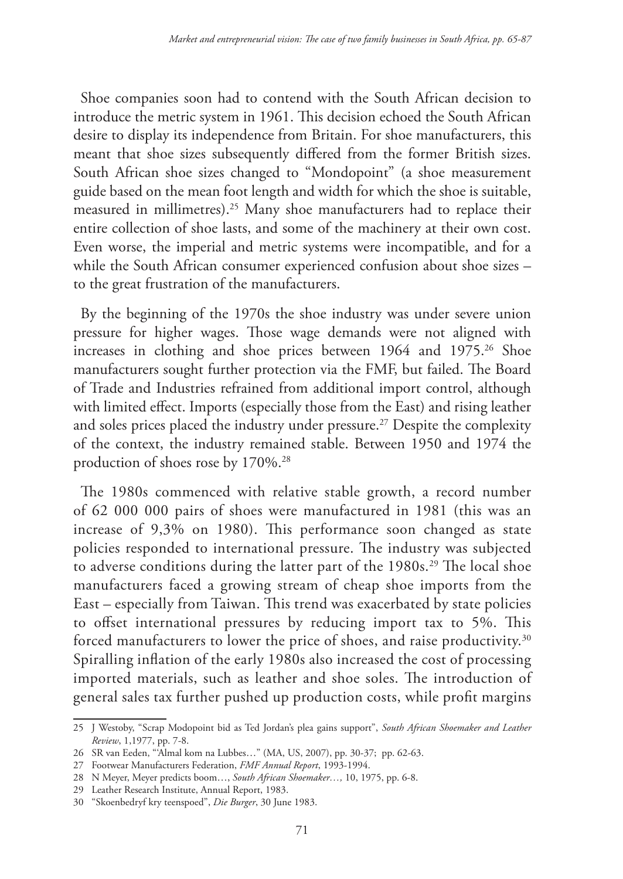Shoe companies soon had to contend with the South African decision to introduce the metric system in 1961. This decision echoed the South African desire to display its independence from Britain. For shoe manufacturers, this meant that shoe sizes subsequently differed from the former British sizes. South African shoe sizes changed to "Mondopoint" (a shoe measurement guide based on the mean foot length and width for which the shoe is suitable, measured in millimetres).[25] Many shoe manufacturers had to replace their entire collection of shoe lasts, and some of the machinery at their own cost. Even worse, the imperial and metric systems were incompatible, and for a while the South African consumer experienced confusion about shoe sizes – to the great frustration of the manufacturers.

By the beginning of the 1970s the shoe industry was under severe union pressure for higher wages. Those wage demands were not aligned with increases in clothing and shoe prices between 1964 and 1975.[26] Shoe manufacturers sought further protection via the FMF, but failed. The Board of Trade and Industries refrained from additional import control, although with limited effect. Imports (especially those from the East) and rising leather and soles prices placed the industry under pressure.[27] Despite the complexity of the context, the industry remained stable. Between 1950 and 1974 the production of shoes rose by 170%.[28]

The 1980s commenced with relative stable growth, a record number of 62 000 000 pairs of shoes were manufactured in 1981 (this was an increase of 9,3% on 1980). This performance soon changed as state policies responded to international pressure. The industry was subjected to adverse conditions during the latter part of the 1980s.[29] The local shoe manufacturers faced a growing stream of cheap shoe imports from the East – especially from Taiwan. This trend was exacerbated by state policies to offset international pressures by reducing import tax to 5%. This forced manufacturers to lower the price of shoes, and raise productivity.[30] Spiralling inflation of the early 1980s also increased the cost of processing imported materials, such as leather and shoe soles. The introduction of general sales tax further pushed up production costs, while profit margins

---

25 J Westoby, "Scrap Modopoint bid as Ted Jordan's plea gains support", *South African Shoemaker and Leather Review*, 1,1977, pp. 7-8.

26 SR van Eeden, "'Almal kom na Lubbes…" (MA, US, 2007), pp. 30-37; pp. 62-63.

27 Footwear Manufacturers Federation, *FMF Annual Report*, 1993-1994.

28 N Meyer, Meyer predicts boom…, *South African Shoemaker…,* 10, 1975, pp. 6-8.

29 Leather Research Institute, Annual Report, 1983.

30 "Skoenbedryf kry teenspoed", *Die Burger*, 30 June 1983.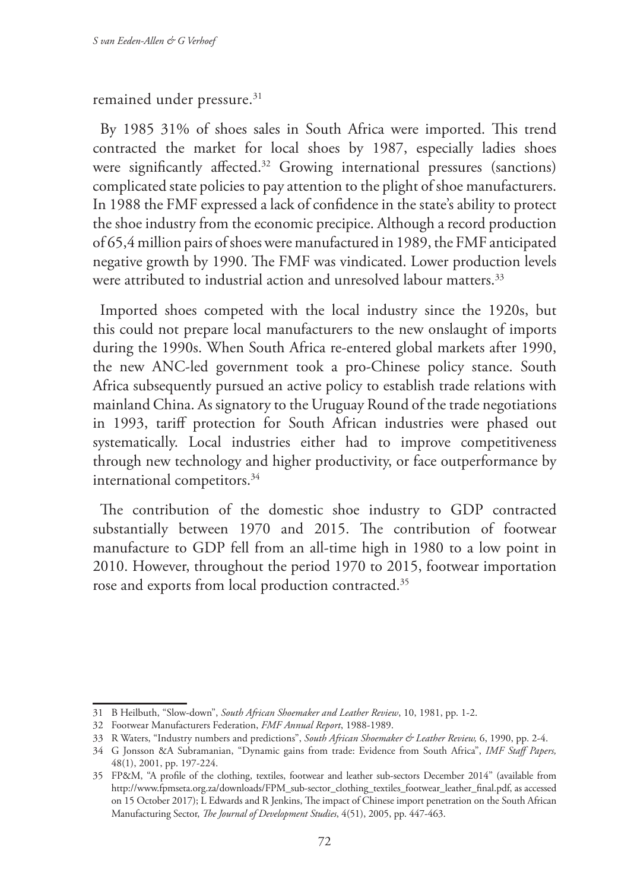remained under pressure.[31]

By 1985 31% of shoes sales in South Africa were imported. This trend contracted the market for local shoes by 1987, especially ladies shoes were significantly affected.[32] Growing international pressures (sanctions) complicated state policies to pay attention to the plight of shoe manufacturers. In 1988 the FMF expressed a lack of confidence in the state's ability to protect the shoe industry from the economic precipice. Although a record production of 65,4 million pairs of shoes were manufactured in 1989, the FMF anticipated negative growth by 1990. The FMF was vindicated. Lower production levels were attributed to industrial action and unresolved labour matters.[33]

Imported shoes competed with the local industry since the 1920s, but this could not prepare local manufacturers to the new onslaught of imports during the 1990s. When South Africa re-entered global markets after 1990, the new ANC-led government took a pro-Chinese policy stance. South Africa subsequently pursued an active policy to establish trade relations with mainland China. As signatory to the Uruguay Round of the trade negotiations in 1993, tariff protection for South African industries were phased out systematically. Local industries either had to improve competitiveness through new technology and higher productivity, or face outperformance by international competitors.[34]

The contribution of the domestic shoe industry to GDP contracted substantially between 1970 and 2015. The contribution of footwear manufacture to GDP fell from an all-time high in 1980 to a low point in 2010. However, throughout the period 1970 to 2015, footwear importation rose and exports from local production contracted.[35]

---

31 B Heilbuth, "Slow-down", *South African Shoemaker and Leather Review*, 10, 1981, pp. 1-2.

32 Footwear Manufacturers Federation, *FMF Annual Report*, 1988-1989.

33 R Waters, "Industry numbers and predictions", *South African Shoemaker & Leather Review,* 6, 1990, pp. 2-4.

34 G Jonsson &A Subramanian, "Dynamic gains from trade: Evidence from South Africa", *IMF Staff Papers,* 48(1), 2001, pp. 197-224.

35 FP&M, "A profile of the clothing, textiles, footwear and leather sub-sectors December 2014" (available from http://www.fpmseta.org.za/downloads/FPM_sub-sector_clothing_textiles_footwear_leather_final.pdf, as accessed on 15 October 2017); L Edwards and R Jenkins, The impact of Chinese import penetration on the South African Manufacturing Sector, *The Journal of Development Studies*, 4(51), 2005, pp. 447-463.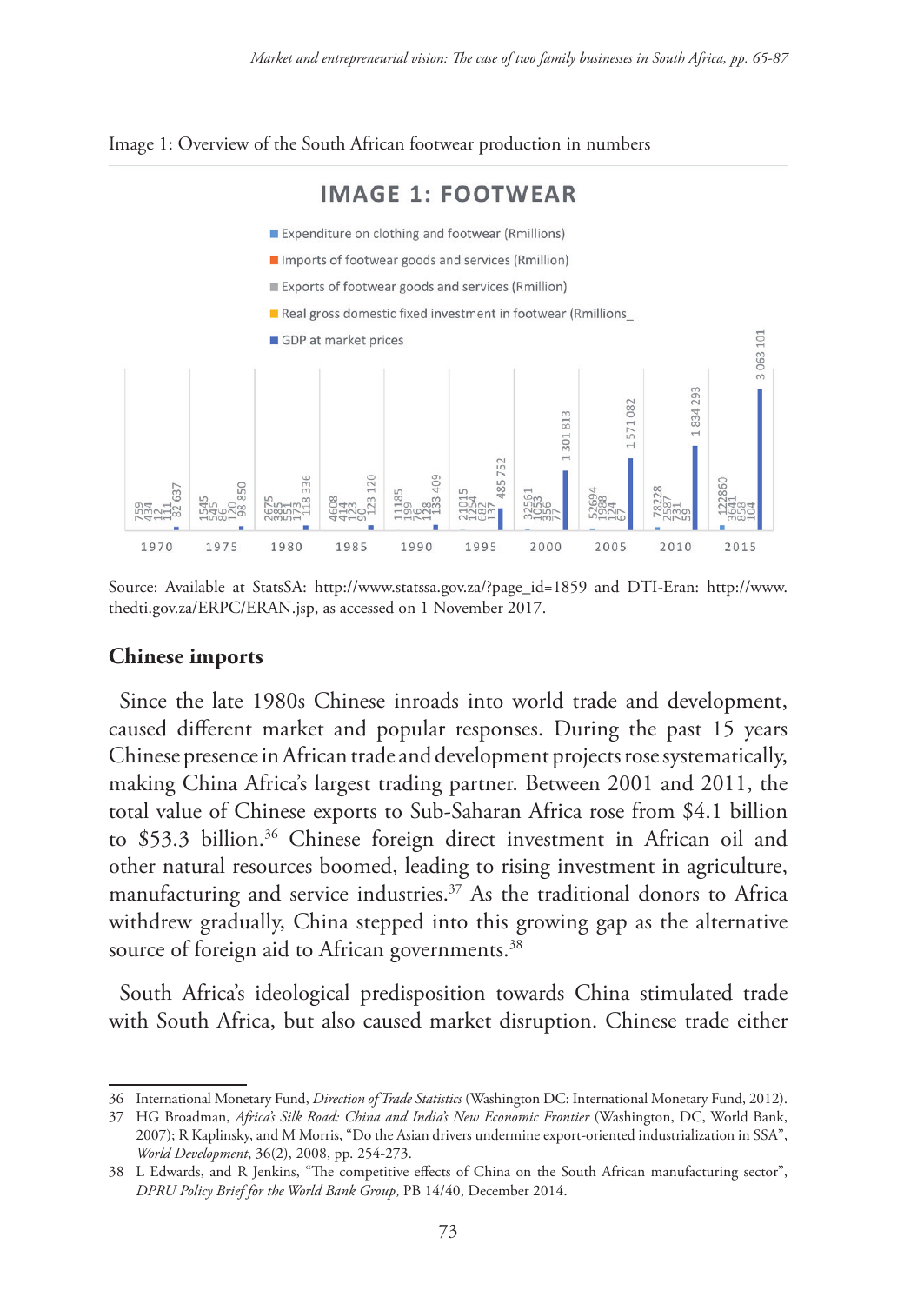Image 1: Overview of the South African footwear production in numbers

**IMAGE 1: FOOTWEAR**

- Expenditure on clothing and footwear (Rmillions)
- Imports of footwear goods and services (Rmillion)
- Exports of footwear goods and services (Rmillion)
- Real gross domestic fixed investment in footwear (Rmillions_
- GDP at market prices

| Year | Expenditure on clothing and footwear | Imports of footwear | Exports of footwear | Real gross domestic fixed investment in footwear | GDP at market prices |
|---|---|---|---|---|---|
| 1970 | 759 | 434 | 12 | 111 | 82 637 |
| 1975 | 1545 | 545 | 86 | 120 | 98 850 |
| 1980 | 2675 | 385 | 551 | 173 | 118 336 |
| 1985 | 4608 | 414 | 123 | 90 | 123 120 |
| 1990 | 11185 | 199 | 76 | 128 | 133 409 |
| 1995 | 21015 | 1254 | 682 | 137 | 485 752 |
| 2000 | 32561 | 1053 | 356 | 77 | 1 301 813 |
| 2005 | 52694 | 1988 | 124 | 67 | 1 571 082 |
| 2010 | 78228 | 2587 | 731 | 59 | 1 834 293 |
| 2015 | 122860 | 3641 | 858 | 104 | 3 063 101 |

Source: Available at StatsSA: http://www.statssa.gov.za/?page_id=1859 and DTI-Eran: http://www.thedti.gov.za/ERPC/ERAN.jsp, as accessed on 1 November 2017.

## Chinese imports

Since the late 1980s Chinese inroads into world trade and development, caused different market and popular responses. During the past 15 years Chinese presence in African trade and development projects rose systematically, making China Africa's largest trading partner. Between 2001 and 2011, the total value of Chinese exports to Sub-Saharan Africa rose from $4.1 billion to $53.3 billion.[36] Chinese foreign direct investment in African oil and other natural resources boomed, leading to rising investment in agriculture, manufacturing and service industries.[37] As the traditional donors to Africa withdrew gradually, China stepped into this growing gap as the alternative source of foreign aid to African governments.[38]

South Africa's ideological predisposition towards China stimulated trade with South Africa, but also caused market disruption. Chinese trade either

---

36 International Monetary Fund, *Direction of Trade Statistics* (Washington DC: International Monetary Fund, 2012).

37 HG Broadman, *Africa's Silk Road: China and India's New Economic Frontier* (Washington, DC, World Bank, 2007); R Kaplinsky, and M Morris, "Do the Asian drivers undermine export-oriented industrialization in SSA", *World Development*, 36(2), 2008, pp. 254-273.

38 L Edwards, and R Jenkins, "The competitive effects of China on the South African manufacturing sector", *DPRU Policy Brief for the World Bank Group*, PB 14/40, December 2014.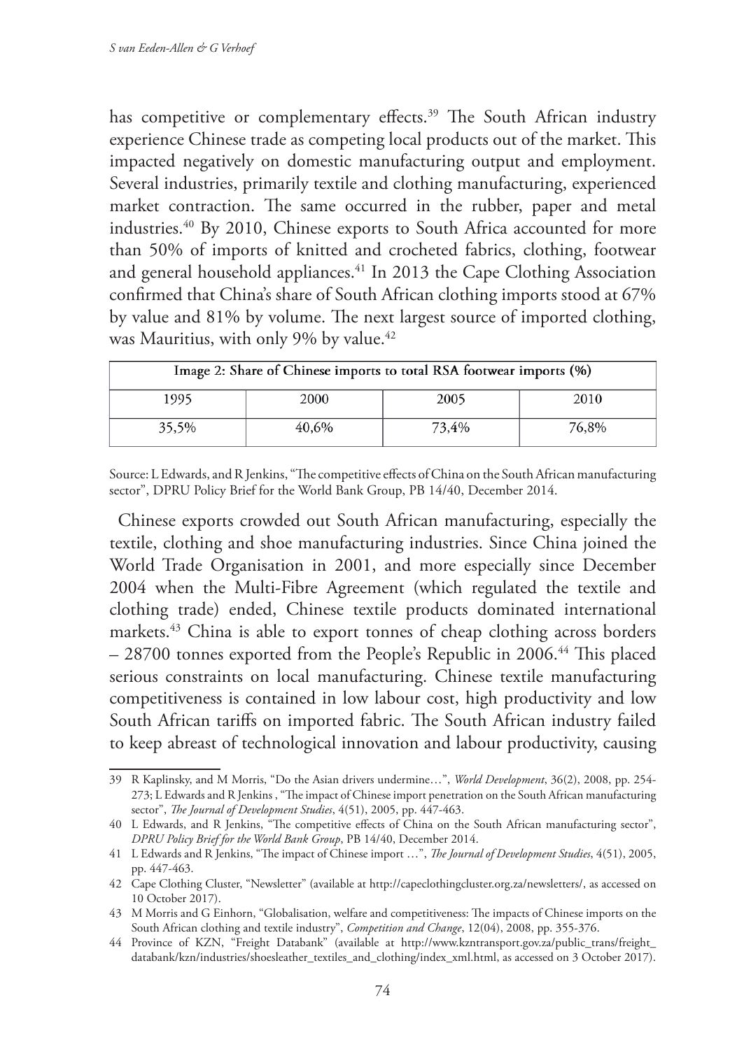has competitive or complementary effects.[39] The South African industry experience Chinese trade as competing local products out of the market. This impacted negatively on domestic manufacturing output and employment. Several industries, primarily textile and clothing manufacturing, experienced market contraction. The same occurred in the rubber, paper and metal industries.[40] By 2010, Chinese exports to South Africa accounted for more than 50% of imports of knitted and crocheted fabrics, clothing, footwear and general household appliances.[41] In 2013 the Cape Clothing Association confirmed that China's share of South African clothing imports stood at 67% by value and 81% by volume. The next largest source of imported clothing, was Mauritius, with only 9% by value.[42]

| Image 2: Share of Chinese imports to total RSA footwear imports (%) | | | |
|---|---|---|---|
| 1995 | 2000 | 2005 | 2010 |
| 35,5% | 40,6% | 73,4% | 76,8% |

Source: L Edwards, and R Jenkins, "The competitive effects of China on the South African manufacturing sector", DPRU Policy Brief for the World Bank Group, PB 14/40, December 2014.

Chinese exports crowded out South African manufacturing, especially the textile, clothing and shoe manufacturing industries. Since China joined the World Trade Organisation in 2001, and more especially since December 2004 when the Multi-Fibre Agreement (which regulated the textile and clothing trade) ended, Chinese textile products dominated international markets.[43] China is able to export tonnes of cheap clothing across borders – 28700 tonnes exported from the People's Republic in 2006.[44] This placed serious constraints on local manufacturing. Chinese textile manufacturing competitiveness is contained in low labour cost, high productivity and low South African tariffs on imported fabric. The South African industry failed to keep abreast of technological innovation and labour productivity, causing

---

39 R Kaplinsky, and M Morris, "Do the Asian drivers undermine…", *World Development*, 36(2), 2008, pp. 254-273; L Edwards and R Jenkins , "The impact of Chinese import penetration on the South African manufacturing sector", *The Journal of Development Studies*, 4(51), 2005, pp. 447-463.

40 L Edwards, and R Jenkins, "The competitive effects of China on the South African manufacturing sector", *DPRU Policy Brief for the World Bank Group*, PB 14/40, December 2014.

41 L Edwards and R Jenkins, "The impact of Chinese import …", *The Journal of Development Studies*, 4(51), 2005, pp. 447-463.

42 Cape Clothing Cluster, "Newsletter" (available at http://capeclothingcluster.org.za/newsletters/, as accessed on 10 October 2017).

43 M Morris and G Einhorn, "Globalisation, welfare and competitiveness: The impacts of Chinese imports on the South African clothing and textile industry", *Competition and Change*, 12(04), 2008, pp. 355-376.

44 Province of KZN, "Freight Databank" (available at http://www.kzntransport.gov.za/public_trans/freight_databank/kzn/industries/shoesleather_textiles_and_clothing/index_xml.html, as accessed on 3 October 2017).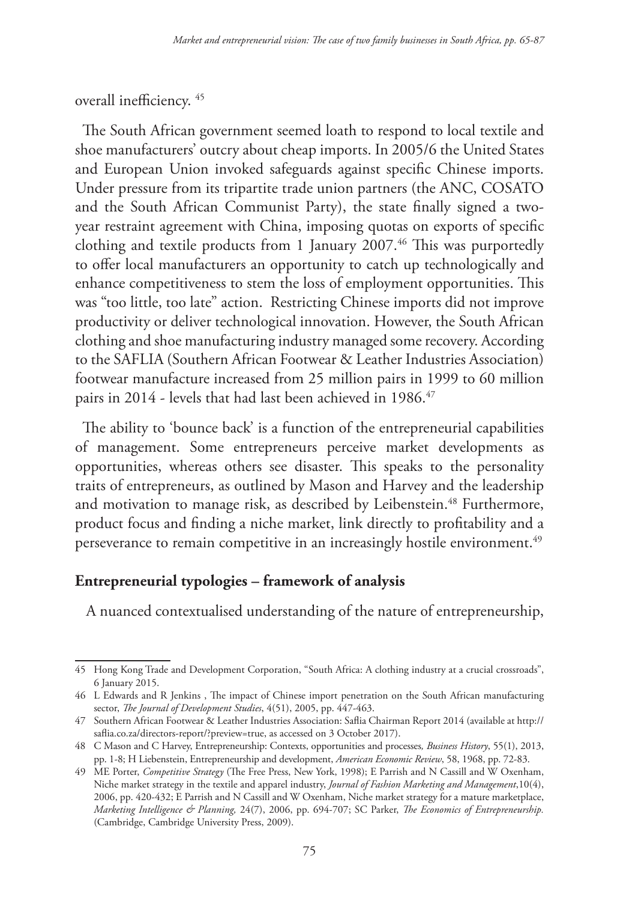overall inefficiency. [45]

The South African government seemed loath to respond to local textile and shoe manufacturers' outcry about cheap imports. In 2005/6 the United States and European Union invoked safeguards against specific Chinese imports. Under pressure from its tripartite trade union partners (the ANC, COSATO and the South African Communist Party), the state finally signed a two-year restraint agreement with China, imposing quotas on exports of specific clothing and textile products from 1 January 2007.[46] This was purportedly to offer local manufacturers an opportunity to catch up technologically and enhance competitiveness to stem the loss of employment opportunities. This was "too little, too late" action. Restricting Chinese imports did not improve productivity or deliver technological innovation. However, the South African clothing and shoe manufacturing industry managed some recovery. According to the SAFLIA (Southern African Footwear & Leather Industries Association) footwear manufacture increased from 25 million pairs in 1999 to 60 million pairs in 2014 - levels that had last been achieved in 1986.[47]

The ability to 'bounce back' is a function of the entrepreneurial capabilities of management. Some entrepreneurs perceive market developments as opportunities, whereas others see disaster. This speaks to the personality traits of entrepreneurs, as outlined by Mason and Harvey and the leadership and motivation to manage risk, as described by Leibenstein.[48] Furthermore, product focus and finding a niche market, link directly to profitability and a perseverance to remain competitive in an increasingly hostile environment.[49]

## Entrepreneurial typologies – framework of analysis

A nuanced contextualised understanding of the nature of entrepreneurship,

---

45 Hong Kong Trade and Development Corporation, "South Africa: A clothing industry at a crucial crossroads", 6 January 2015.

46 L Edwards and R Jenkins , The impact of Chinese import penetration on the South African manufacturing sector, *The Journal of Development Studies*, 4(51), 2005, pp. 447-463.

47 Southern African Footwear & Leather Industries Association: Saflia Chairman Report 2014 (available at http://saflia.co.za/directors-report/?preview=true, as accessed on 3 October 2017).

48 C Mason and C Harvey, Entrepreneurship: Contexts, opportunities and processes, *Business History*, 55(1), 2013, pp. 1-8; H Liebenstein, Entrepreneurship and development, *American Economic Review*, 58, 1968, pp. 72-83.

49 ME Porter, *Competitive Strategy* (The Free Press, New York, 1998); E Parrish and N Cassill and W Oxenham, Niche market strategy in the textile and apparel industry, *Journal of Fashion Marketing and Management*,10(4), 2006, pp. 420-432; E Parrish and N Cassill and W Oxenham, Niche market strategy for a mature marketplace, *Marketing Intelligence & Planning,* 24(7), 2006, pp. 694-707; SC Parker, *The Economics of Entrepreneurship.* (Cambridge, Cambridge University Press, 2009).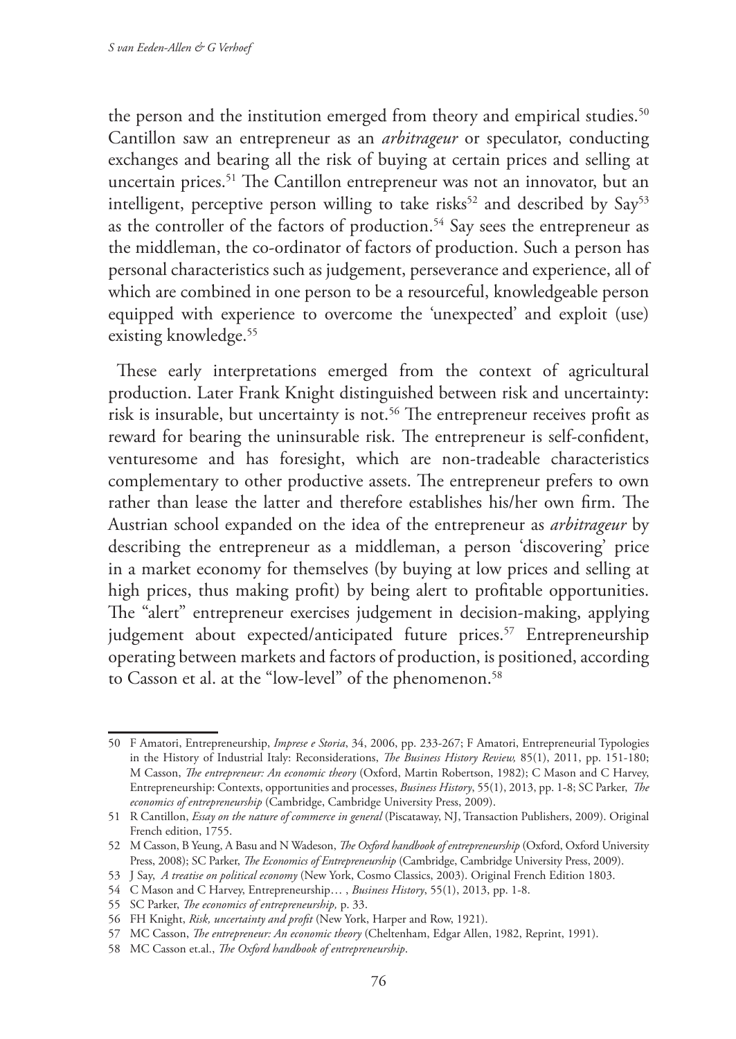the person and the institution emerged from theory and empirical studies.[50] Cantillon saw an entrepreneur as an *arbitrageur* or speculator, conducting exchanges and bearing all the risk of buying at certain prices and selling at uncertain prices.[51] The Cantillon entrepreneur was not an innovator, but an intelligent, perceptive person willing to take risks[52] and described by Say[53] as the controller of the factors of production.[54] Say sees the entrepreneur as the middleman, the co-ordinator of factors of production. Such a person has personal characteristics such as judgement, perseverance and experience, all of which are combined in one person to be a resourceful, knowledgeable person equipped with experience to overcome the 'unexpected' and exploit (use) existing knowledge.[55]

These early interpretations emerged from the context of agricultural production. Later Frank Knight distinguished between risk and uncertainty: risk is insurable, but uncertainty is not.[56] The entrepreneur receives profit as reward for bearing the uninsurable risk. The entrepreneur is self-confident, venturesome and has foresight, which are non-tradeable characteristics complementary to other productive assets. The entrepreneur prefers to own rather than lease the latter and therefore establishes his/her own firm. The Austrian school expanded on the idea of the entrepreneur as *arbitrageur* by describing the entrepreneur as a middleman, a person 'discovering' price in a market economy for themselves (by buying at low prices and selling at high prices, thus making profit) by being alert to profitable opportunities. The "alert" entrepreneur exercises judgement in decision-making, applying judgement about expected/anticipated future prices.[57] Entrepreneurship operating between markets and factors of production, is positioned, according to Casson et al. at the "low-level" of the phenomenon.[58]

---

50 F Amatori, Entrepreneurship, *Imprese e Storia*, 34, 2006, pp. 233-267; F Amatori, Entrepreneurial Typologies in the History of Industrial Italy: Reconsiderations, *The Business History Review,* 85(1), 2011, pp. 151-180; M Casson, *The entrepreneur: An economic theory* (Oxford, Martin Robertson, 1982); C Mason and C Harvey, Entrepreneurship: Contexts, opportunities and processes, *Business History*, 55(1), 2013, pp. 1-8; SC Parker, *The economics of entrepreneurship* (Cambridge, Cambridge University Press, 2009).

51 R Cantillon, *Essay on the nature of commerce in general* (Piscataway, NJ, Transaction Publishers, 2009). Original French edition, 1755.

52 M Casson, B Yeung, A Basu and N Wadeson, *The Oxford handbook of entrepreneurship* (Oxford, Oxford University Press, 2008); SC Parker, *The Economics of Entrepreneurship* (Cambridge, Cambridge University Press, 2009).

53 J Say, *A treatise on political economy* (New York, Cosmo Classics, 2003). Original French Edition 1803.

54 C Mason and C Harvey, Entrepreneurship… , *Business History*, 55(1), 2013, pp. 1-8.

55 SC Parker, *The economics of entrepreneurship,* p. 33.

56 FH Knight, *Risk, uncertainty and profit* (New York, Harper and Row, 1921).

57 MC Casson, *The entrepreneur: An economic theory* (Cheltenham, Edgar Allen, 1982, Reprint, 1991).

58 MC Casson et.al., *The Oxford handbook of entrepreneurship*.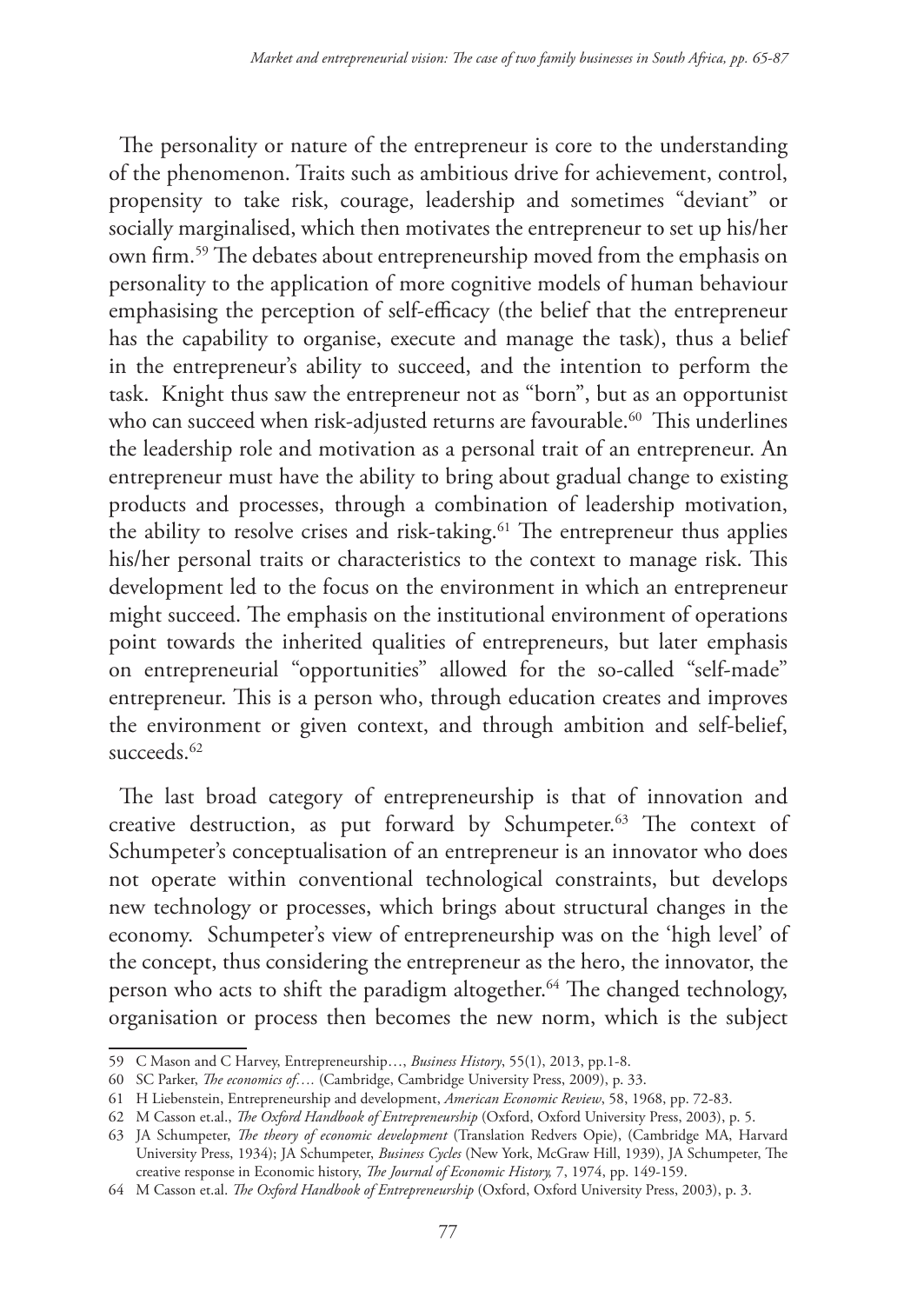The personality or nature of the entrepreneur is core to the understanding of the phenomenon. Traits such as ambitious drive for achievement, control, propensity to take risk, courage, leadership and sometimes "deviant" or socially marginalised, which then motivates the entrepreneur to set up his/her own firm.[59] The debates about entrepreneurship moved from the emphasis on personality to the application of more cognitive models of human behaviour emphasising the perception of self-efficacy (the belief that the entrepreneur has the capability to organise, execute and manage the task), thus a belief in the entrepreneur's ability to succeed, and the intention to perform the task. Knight thus saw the entrepreneur not as "born", but as an opportunist who can succeed when risk-adjusted returns are favourable.[60] This underlines the leadership role and motivation as a personal trait of an entrepreneur. An entrepreneur must have the ability to bring about gradual change to existing products and processes, through a combination of leadership motivation, the ability to resolve crises and risk-taking.[61] The entrepreneur thus applies his/her personal traits or characteristics to the context to manage risk. This development led to the focus on the environment in which an entrepreneur might succeed. The emphasis on the institutional environment of operations point towards the inherited qualities of entrepreneurs, but later emphasis on entrepreneurial "opportunities" allowed for the so-called "self-made" entrepreneur. This is a person who, through education creates and improves the environment or given context, and through ambition and self-belief, succeeds.[62]

The last broad category of entrepreneurship is that of innovation and creative destruction, as put forward by Schumpeter.[63] The context of Schumpeter's conceptualisation of an entrepreneur is an innovator who does not operate within conventional technological constraints, but develops new technology or processes, which brings about structural changes in the economy. Schumpeter's view of entrepreneurship was on the 'high level' of the concept, thus considering the entrepreneur as the hero, the innovator, the person who acts to shift the paradigm altogether.[64] The changed technology, organisation or process then becomes the new norm, which is the subject

---

59 C Mason and C Harvey, Entrepreneurship…, *Business History*, 55(1), 2013, pp.1-8.

60 SC Parker, *The economics of….* (Cambridge, Cambridge University Press, 2009), p. 33.

61 H Liebenstein, Entrepreneurship and development, *American Economic Review*, 58, 1968, pp. 72-83.

62 M Casson et.al., *The Oxford Handbook of Entrepreneurship* (Oxford, Oxford University Press, 2003), p. 5.

63 JA Schumpeter, *The theory of economic development* (Translation Redvers Opie), (Cambridge MA, Harvard University Press, 1934); JA Schumpeter, *Business Cycles* (New York, McGraw Hill, 1939), JA Schumpeter, The creative response in Economic history, *The Journal of Economic History,* 7, 1974, pp. 149-159.

64 M Casson et.al. *The Oxford Handbook of Entrepreneurship* (Oxford, Oxford University Press, 2003), p. 3.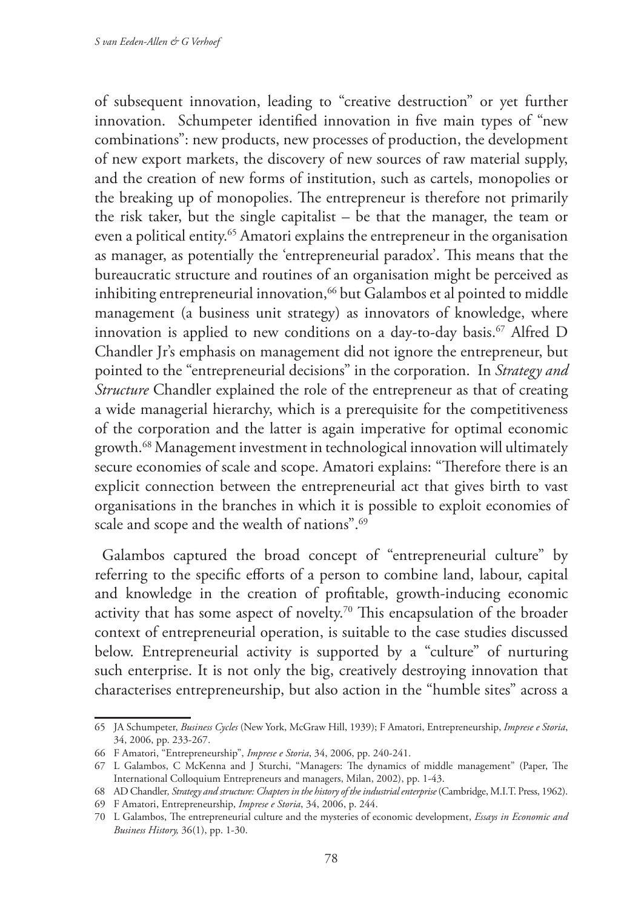of subsequent innovation, leading to "creative destruction" or yet further innovation. Schumpeter identified innovation in five main types of "new combinations": new products, new processes of production, the development of new export markets, the discovery of new sources of raw material supply, and the creation of new forms of institution, such as cartels, monopolies or the breaking up of monopolies. The entrepreneur is therefore not primarily the risk taker, but the single capitalist – be that the manager, the team or even a political entity.[65] Amatori explains the entrepreneur in the organisation as manager, as potentially the 'entrepreneurial paradox'. This means that the bureaucratic structure and routines of an organisation might be perceived as inhibiting entrepreneurial innovation,[66] but Galambos et al pointed to middle management (a business unit strategy) as innovators of knowledge, where innovation is applied to new conditions on a day-to-day basis.[67] Alfred D Chandler Jr's emphasis on management did not ignore the entrepreneur, but pointed to the "entrepreneurial decisions" in the corporation. In *Strategy and Structure* Chandler explained the role of the entrepreneur as that of creating a wide managerial hierarchy, which is a prerequisite for the competitiveness of the corporation and the latter is again imperative for optimal economic growth.[68] Management investment in technological innovation will ultimately secure economies of scale and scope. Amatori explains: "Therefore there is an explicit connection between the entrepreneurial act that gives birth to vast organisations in the branches in which it is possible to exploit economies of scale and scope and the wealth of nations".[69]

Galambos captured the broad concept of "entrepreneurial culture" by referring to the specific efforts of a person to combine land, labour, capital and knowledge in the creation of profitable, growth-inducing economic activity that has some aspect of novelty.[70] This encapsulation of the broader context of entrepreneurial operation, is suitable to the case studies discussed below. Entrepreneurial activity is supported by a "culture" of nurturing such enterprise. It is not only the big, creatively destroying innovation that characterises entrepreneurship, but also action in the "humble sites" across a

65 JA Schumpeter, *Business Cycles* (New York, McGraw Hill, 1939); F Amatori, Entrepreneurship, *Imprese e Storia*, 34, 2006, pp. 233-267.

66 F Amatori, "Entrepreneurship", *Imprese e Storia*, 34, 2006, pp. 240-241.

67 L Galambos, C McKenna and J Sturchi, "Managers: The dynamics of middle management" (Paper, The International Colloquium Entrepreneurs and managers, Milan, 2002), pp. 1-43.

68 AD Chandler, *Strategy and structure: Chapters in the history of the industrial enterprise* (Cambridge, M.I.T. Press, 1962).

69 F Amatori, Entrepreneurship, *Imprese e Storia*, 34, 2006, p. 244.

70 L Galambos, The entrepreneurial culture and the mysteries of economic development, *Essays in Economic and Business History,* 36(1), pp. 1-30.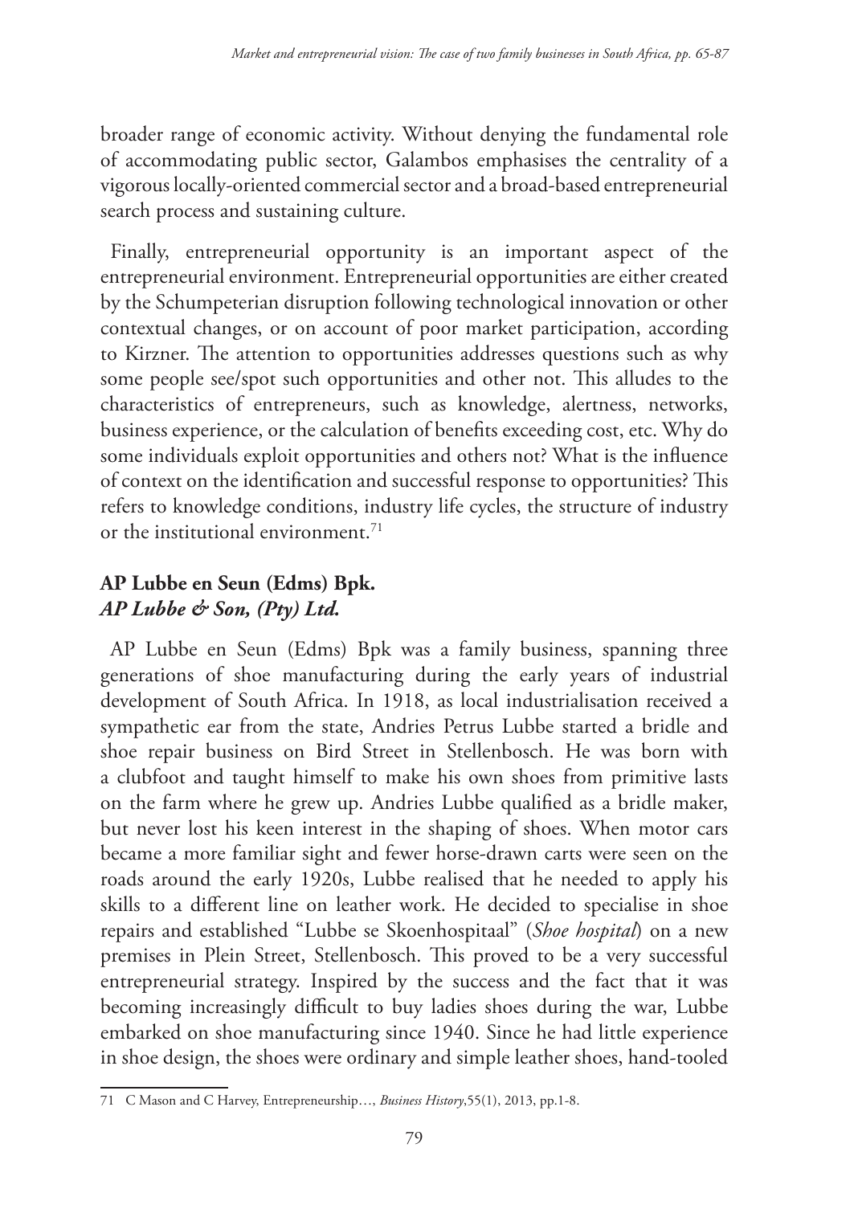broader range of economic activity. Without denying the fundamental role of accommodating public sector, Galambos emphasises the centrality of a vigorous locally-oriented commercial sector and a broad-based entrepreneurial search process and sustaining culture.

Finally, entrepreneurial opportunity is an important aspect of the entrepreneurial environment. Entrepreneurial opportunities are either created by the Schumpeterian disruption following technological innovation or other contextual changes, or on account of poor market participation, according to Kirzner. The attention to opportunities addresses questions such as why some people see/spot such opportunities and other not. This alludes to the characteristics of entrepreneurs, such as knowledge, alertness, networks, business experience, or the calculation of benefits exceeding cost, etc. Why do some individuals exploit opportunities and others not? What is the influence of context on the identification and successful response to opportunities? This refers to knowledge conditions, industry life cycles, the structure of industry or the institutional environment.[71]

## AP Lubbe en Seun (Edms) Bpk.
## *AP Lubbe & Son, (Pty) Ltd.*

AP Lubbe en Seun (Edms) Bpk was a family business, spanning three generations of shoe manufacturing during the early years of industrial development of South Africa. In 1918, as local industrialisation received a sympathetic ear from the state, Andries Petrus Lubbe started a bridle and shoe repair business on Bird Street in Stellenbosch. He was born with a clubfoot and taught himself to make his own shoes from primitive lasts on the farm where he grew up. Andries Lubbe qualified as a bridle maker, but never lost his keen interest in the shaping of shoes. When motor cars became a more familiar sight and fewer horse-drawn carts were seen on the roads around the early 1920s, Lubbe realised that he needed to apply his skills to a different line on leather work. He decided to specialise in shoe repairs and established "Lubbe se Skoenhospitaal" (*Shoe hospital*) on a new premises in Plein Street, Stellenbosch. This proved to be a very successful entrepreneurial strategy. Inspired by the success and the fact that it was becoming increasingly difficult to buy ladies shoes during the war, Lubbe embarked on shoe manufacturing since 1940. Since he had little experience in shoe design, the shoes were ordinary and simple leather shoes, hand-tooled

71 C Mason and C Harvey, Entrepreneurship…, *Business History*,55(1), 2013, pp.1-8.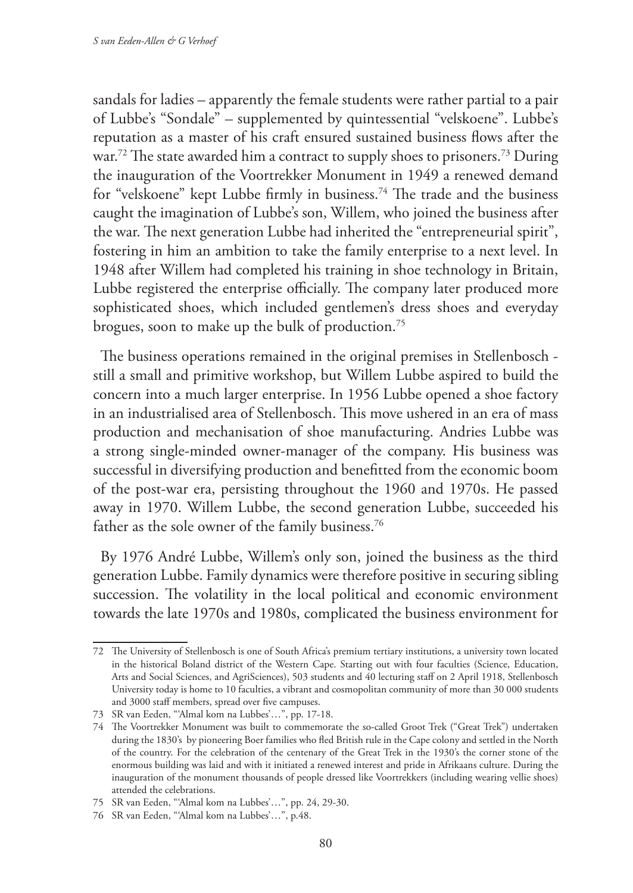sandals for ladies – apparently the female students were rather partial to a pair of Lubbe's "Sondale" – supplemented by quintessential "velskoene". Lubbe's reputation as a master of his craft ensured sustained business flows after the war.[72] The state awarded him a contract to supply shoes to prisoners.[73] During the inauguration of the Voortrekker Monument in 1949 a renewed demand for "velskoene" kept Lubbe firmly in business.[74] The trade and the business caught the imagination of Lubbe's son, Willem, who joined the business after the war. The next generation Lubbe had inherited the "entrepreneurial spirit", fostering in him an ambition to take the family enterprise to a next level. In 1948 after Willem had completed his training in shoe technology in Britain, Lubbe registered the enterprise officially. The company later produced more sophisticated shoes, which included gentlemen's dress shoes and everyday brogues, soon to make up the bulk of production.[75]

The business operations remained in the original premises in Stellenbosch - still a small and primitive workshop, but Willem Lubbe aspired to build the concern into a much larger enterprise. In 1956 Lubbe opened a shoe factory in an industrialised area of Stellenbosch. This move ushered in an era of mass production and mechanisation of shoe manufacturing. Andries Lubbe was a strong single-minded owner-manager of the company. His business was successful in diversifying production and benefitted from the economic boom of the post-war era, persisting throughout the 1960 and 1970s. He passed away in 1970. Willem Lubbe, the second generation Lubbe, succeeded his father as the sole owner of the family business.[76]

By 1976 André Lubbe, Willem's only son, joined the business as the third generation Lubbe. Family dynamics were therefore positive in securing sibling succession. The volatility in the local political and economic environment towards the late 1970s and 1980s, complicated the business environment for

---

72 The University of Stellenbosch is one of South Africa's premium tertiary institutions, a university town located in the historical Boland district of the Western Cape. Starting out with four faculties (Science, Education, Arts and Social Sciences, and AgriSciences), 503 students and 40 lecturing staff on 2 April 1918, Stellenbosch University today is home to 10 faculties, a vibrant and cosmopolitan community of more than 30 000 students and 3000 staff members, spread over five campuses.

73 SR van Eeden, "'Almal kom na Lubbes'…", pp. 17-18.

74 The Voortrekker Monument was built to commemorate the so-called Groot Trek ("Great Trek") undertaken during the 1830's by pioneering Boer families who fled British rule in the Cape colony and settled in the North of the country. For the celebration of the centenary of the Great Trek in the 1930's the corner stone of the enormous building was laid and with it initiated a renewed interest and pride in Afrikaans culture. During the inauguration of the monument thousands of people dressed like Voortrekkers (including wearing vellie shoes) attended the celebrations.

75 SR van Eeden, "'Almal kom na Lubbes'…", pp. 24, 29-30.

76 SR van Eeden, "'Almal kom na Lubbes'…", p.48.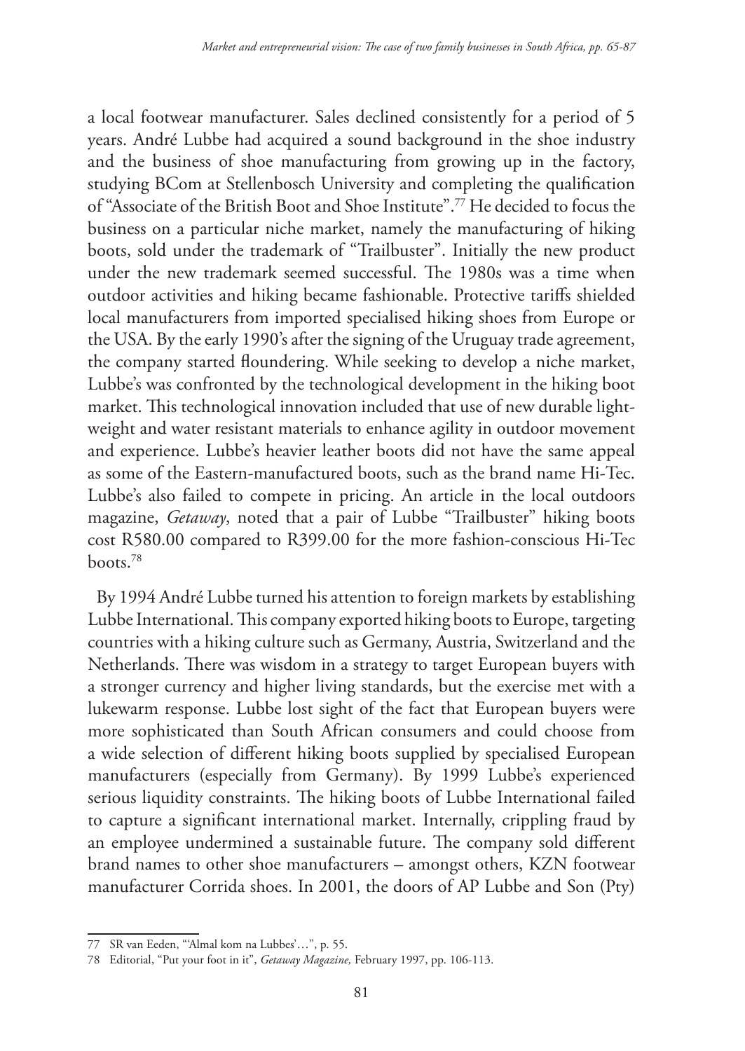a local footwear manufacturer. Sales declined consistently for a period of 5 years. André Lubbe had acquired a sound background in the shoe industry and the business of shoe manufacturing from growing up in the factory, studying BCom at Stellenbosch University and completing the qualification of "Associate of the British Boot and Shoe Institute".[77] He decided to focus the business on a particular niche market, namely the manufacturing of hiking boots, sold under the trademark of "Trailbuster". Initially the new product under the new trademark seemed successful. The 1980s was a time when outdoor activities and hiking became fashionable. Protective tariffs shielded local manufacturers from imported specialised hiking shoes from Europe or the USA. By the early 1990's after the signing of the Uruguay trade agreement, the company started floundering. While seeking to develop a niche market, Lubbe's was confronted by the technological development in the hiking boot market. This technological innovation included that use of new durable light-weight and water resistant materials to enhance agility in outdoor movement and experience. Lubbe's heavier leather boots did not have the same appeal as some of the Eastern-manufactured boots, such as the brand name Hi-Tec. Lubbe's also failed to compete in pricing. An article in the local outdoors magazine, *Getaway*, noted that a pair of Lubbe "Trailbuster" hiking boots cost R580.00 compared to R399.00 for the more fashion-conscious Hi-Tec boots.[78]

By 1994 André Lubbe turned his attention to foreign markets by establishing Lubbe International. This company exported hiking boots to Europe, targeting countries with a hiking culture such as Germany, Austria, Switzerland and the Netherlands. There was wisdom in a strategy to target European buyers with a stronger currency and higher living standards, but the exercise met with a lukewarm response. Lubbe lost sight of the fact that European buyers were more sophisticated than South African consumers and could choose from a wide selection of different hiking boots supplied by specialised European manufacturers (especially from Germany). By 1999 Lubbe's experienced serious liquidity constraints. The hiking boots of Lubbe International failed to capture a significant international market. Internally, crippling fraud by an employee undermined a sustainable future. The company sold different brand names to other shoe manufacturers – amongst others, KZN footwear manufacturer Corrida shoes. In 2001, the doors of AP Lubbe and Son (Pty)

---

77 SR van Eeden, "'Almal kom na Lubbes'…", p. 55.

78 Editorial, "Put your foot in it", *Getaway Magazine,* February 1997, pp. 106-113.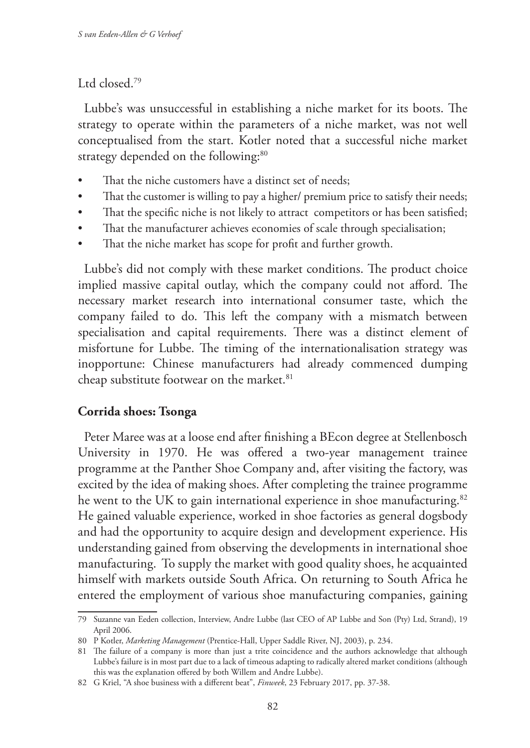Ltd closed.[79]

Lubbe's was unsuccessful in establishing a niche market for its boots. The strategy to operate within the parameters of a niche market, was not well conceptualised from the start. Kotler noted that a successful niche market strategy depended on the following:[80]

- That the niche customers have a distinct set of needs;
- That the customer is willing to pay a higher/ premium price to satisfy their needs;
- That the specific niche is not likely to attract competitors or has been satisfied;
- That the manufacturer achieves economies of scale through specialisation;
- That the niche market has scope for profit and further growth.

Lubbe's did not comply with these market conditions. The product choice implied massive capital outlay, which the company could not afford. The necessary market research into international consumer taste, which the company failed to do. This left the company with a mismatch between specialisation and capital requirements. There was a distinct element of misfortune for Lubbe. The timing of the internationalisation strategy was inopportune: Chinese manufacturers had already commenced dumping cheap substitute footwear on the market.[81]

## Corrida shoes: Tsonga

Peter Maree was at a loose end after finishing a BEcon degree at Stellenbosch University in 1970. He was offered a two-year management trainee programme at the Panther Shoe Company and, after visiting the factory, was excited by the idea of making shoes. After completing the trainee programme he went to the UK to gain international experience in shoe manufacturing.[82] He gained valuable experience, worked in shoe factories as general dogsbody and had the opportunity to acquire design and development experience. His understanding gained from observing the developments in international shoe manufacturing. To supply the market with good quality shoes, he acquainted himself with markets outside South Africa. On returning to South Africa he entered the employment of various shoe manufacturing companies, gaining

---

79 Suzanne van Eeden collection, Interview, Andre Lubbe (last CEO of AP Lubbe and Son (Pty) Ltd, Strand), 19 April 2006.

80 P Kotler, *Marketing Management* (Prentice-Hall, Upper Saddle River, NJ, 2003), p. 234.

81 The failure of a company is more than just a trite coincidence and the authors acknowledge that although Lubbe's failure is in most part due to a lack of timeous adapting to radically altered market conditions (although this was the explanation offered by both Willem and Andre Lubbe).

82 G Kriel, "A shoe business with a different beat", *Finweek*, 23 February 2017, pp. 37-38.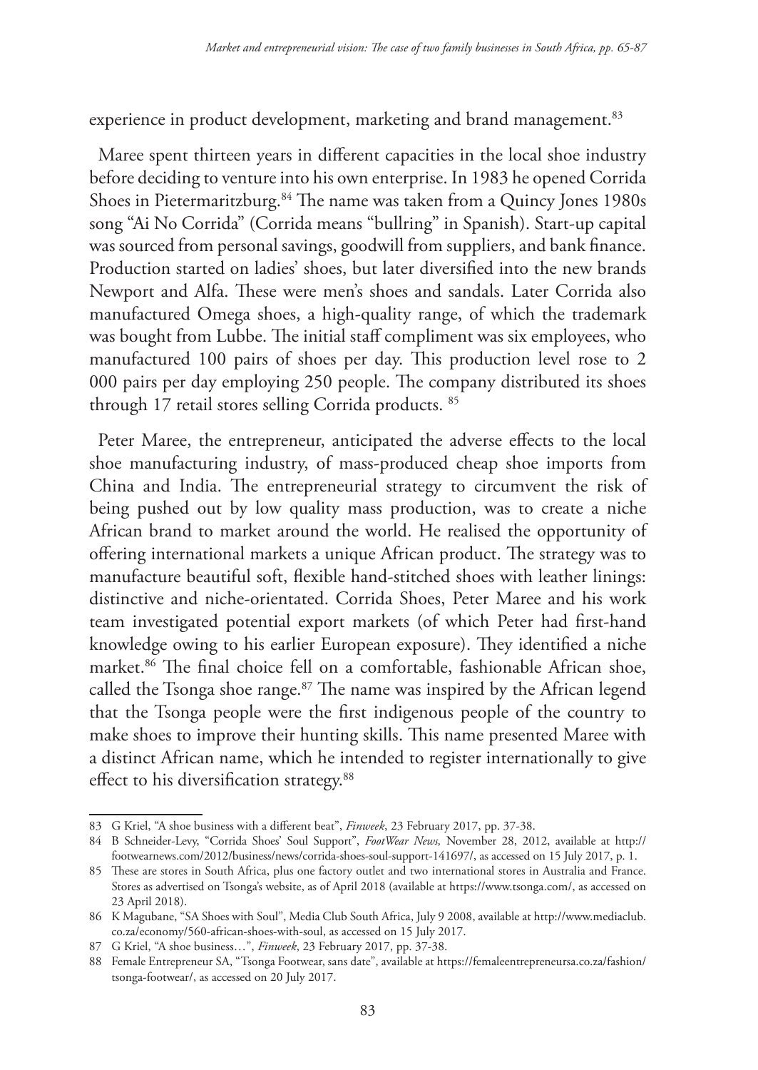experience in product development, marketing and brand management.[83]

Maree spent thirteen years in different capacities in the local shoe industry before deciding to venture into his own enterprise. In 1983 he opened Corrida Shoes in Pietermaritzburg.[84] The name was taken from a Quincy Jones 1980s song "Ai No Corrida" (Corrida means "bullring" in Spanish). Start-up capital was sourced from personal savings, goodwill from suppliers, and bank finance. Production started on ladies' shoes, but later diversified into the new brands Newport and Alfa. These were men's shoes and sandals. Later Corrida also manufactured Omega shoes, a high-quality range, of which the trademark was bought from Lubbe. The initial staff compliment was six employees, who manufactured 100 pairs of shoes per day. This production level rose to 2 000 pairs per day employing 250 people. The company distributed its shoes through 17 retail stores selling Corrida products. [85]

Peter Maree, the entrepreneur, anticipated the adverse effects to the local shoe manufacturing industry, of mass-produced cheap shoe imports from China and India. The entrepreneurial strategy to circumvent the risk of being pushed out by low quality mass production, was to create a niche African brand to market around the world. He realised the opportunity of offering international markets a unique African product. The strategy was to manufacture beautiful soft, flexible hand-stitched shoes with leather linings: distinctive and niche-orientated. Corrida Shoes, Peter Maree and his work team investigated potential export markets (of which Peter had first-hand knowledge owing to his earlier European exposure). They identified a niche market.[86] The final choice fell on a comfortable, fashionable African shoe, called the Tsonga shoe range.[87] The name was inspired by the African legend that the Tsonga people were the first indigenous people of the country to make shoes to improve their hunting skills. This name presented Maree with a distinct African name, which he intended to register internationally to give effect to his diversification strategy.[88]

---

83 G Kriel, "A shoe business with a different beat", *Finweek*, 23 February 2017, pp. 37-38.

84 B Schneider-Levy, "Corrida Shoes' Soul Support", *FootWear News,* November 28, 2012, available at http://footwearnews.com/2012/business/news/corrida-shoes-soul-support-141697/, as accessed on 15 July 2017, p. 1.

85 These are stores in South Africa, plus one factory outlet and two international stores in Australia and France. Stores as advertised on Tsonga's website, as of April 2018 (available at https://www.tsonga.com/, as accessed on 23 April 2018).

86 K Magubane, "SA Shoes with Soul", Media Club South Africa, July 9 2008, available at http://www.mediaclub.co.za/economy/560-african-shoes-with-soul, as accessed on 15 July 2017.

87 G Kriel, "A shoe business…", *Finweek*, 23 February 2017, pp. 37-38.

88 Female Entrepreneur SA, "Tsonga Footwear, sans date", available at https://femaleentrepreneursa.co.za/fashion/tsonga-footwear/, as accessed on 20 July 2017.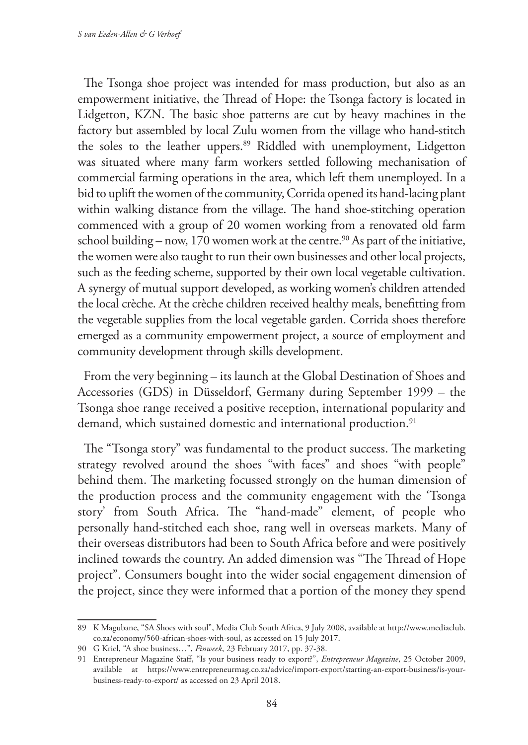The Tsonga shoe project was intended for mass production, but also as an empowerment initiative, the Thread of Hope: the Tsonga factory is located in Lidgetton, KZN. The basic shoe patterns are cut by heavy machines in the factory but assembled by local Zulu women from the village who hand-stitch the soles to the leather uppers.[89] Riddled with unemployment, Lidgetton was situated where many farm workers settled following mechanisation of commercial farming operations in the area, which left them unemployed. In a bid to uplift the women of the community, Corrida opened its hand-lacing plant within walking distance from the village. The hand shoe-stitching operation commenced with a group of 20 women working from a renovated old farm school building – now, 170 women work at the centre.[90] As part of the initiative, the women were also taught to run their own businesses and other local projects, such as the feeding scheme, supported by their own local vegetable cultivation. A synergy of mutual support developed, as working women's children attended the local crèche. At the crèche children received healthy meals, benefitting from the vegetable supplies from the local vegetable garden. Corrida shoes therefore emerged as a community empowerment project, a source of employment and community development through skills development.

From the very beginning – its launch at the Global Destination of Shoes and Accessories (GDS) in Düsseldorf, Germany during September 1999 – the Tsonga shoe range received a positive reception, international popularity and demand, which sustained domestic and international production.[91]

The "Tsonga story" was fundamental to the product success. The marketing strategy revolved around the shoes "with faces" and shoes "with people" behind them. The marketing focussed strongly on the human dimension of the production process and the community engagement with the 'Tsonga story' from South Africa. The "hand-made" element, of people who personally hand-stitched each shoe, rang well in overseas markets. Many of their overseas distributors had been to South Africa before and were positively inclined towards the country. An added dimension was "The Thread of Hope project". Consumers bought into the wider social engagement dimension of the project, since they were informed that a portion of the money they spend

---

89 K Magubane, "SA Shoes with soul", Media Club South Africa, 9 July 2008, available at http://www.mediaclub.co.za/economy/560-african-shoes-with-soul, as accessed on 15 July 2017.

90 G Kriel, "A shoe business…", *Finweek*, 23 February 2017, pp. 37-38.

91 Entrepreneur Magazine Staff, "Is your business ready to export?", *Entrepreneur Magazine*, 25 October 2009, available at https://www.entrepreneurmag.co.za/advice/import-export/starting-an-export-business/is-your-business-ready-to-export/ as accessed on 23 April 2018.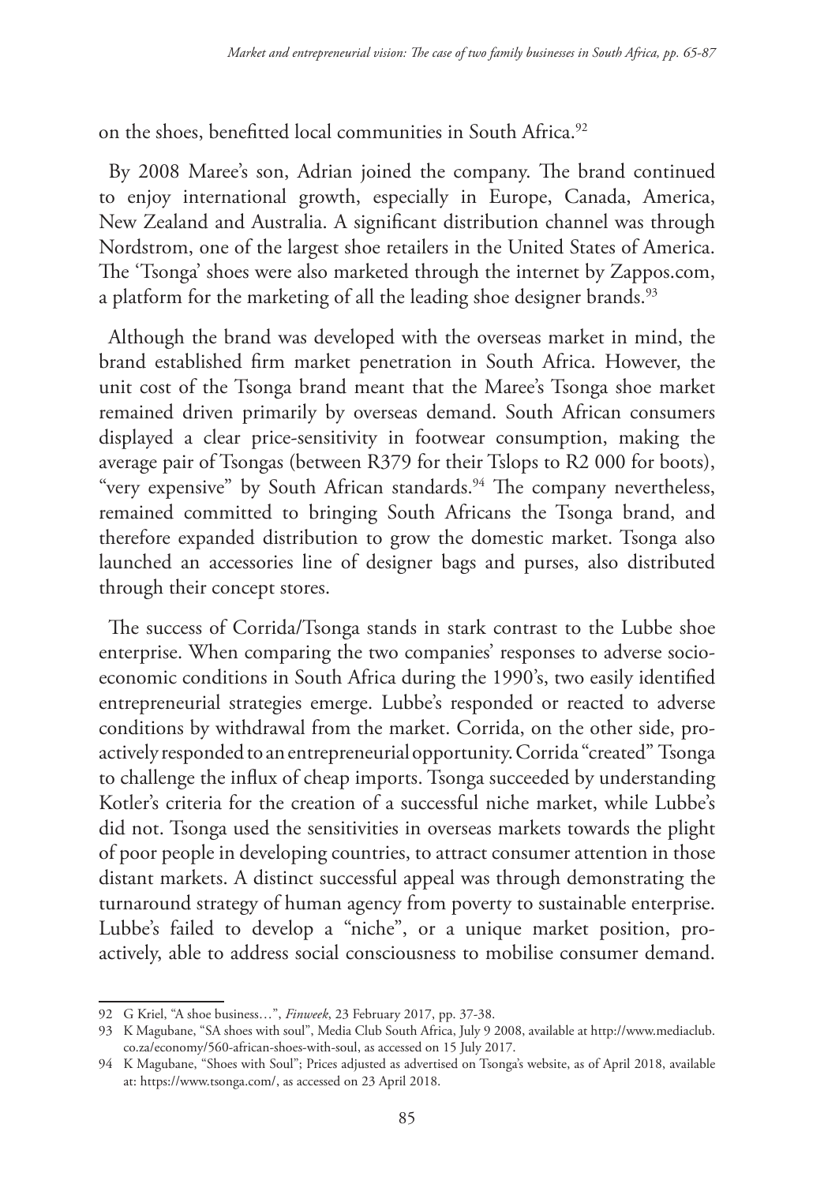on the shoes, benefitted local communities in South Africa.[92]

By 2008 Maree's son, Adrian joined the company. The brand continued to enjoy international growth, especially in Europe, Canada, America, New Zealand and Australia. A significant distribution channel was through Nordstrom, one of the largest shoe retailers in the United States of America. The 'Tsonga' shoes were also marketed through the internet by Zappos.com, a platform for the marketing of all the leading shoe designer brands.[93]

Although the brand was developed with the overseas market in mind, the brand established firm market penetration in South Africa. However, the unit cost of the Tsonga brand meant that the Maree's Tsonga shoe market remained driven primarily by overseas demand. South African consumers displayed a clear price-sensitivity in footwear consumption, making the average pair of Tsongas (between R379 for their Tslops to R2 000 for boots), "very expensive" by South African standards.[94] The company nevertheless, remained committed to bringing South Africans the Tsonga brand, and therefore expanded distribution to grow the domestic market. Tsonga also launched an accessories line of designer bags and purses, also distributed through their concept stores.

The success of Corrida/Tsonga stands in stark contrast to the Lubbe shoe enterprise. When comparing the two companies' responses to adverse socio-economic conditions in South Africa during the 1990's, two easily identified entrepreneurial strategies emerge. Lubbe's responded or reacted to adverse conditions by withdrawal from the market. Corrida, on the other side, pro-actively responded to an entrepreneurial opportunity. Corrida "created" Tsonga to challenge the influx of cheap imports. Tsonga succeeded by understanding Kotler's criteria for the creation of a successful niche market, while Lubbe's did not. Tsonga used the sensitivities in overseas markets towards the plight of poor people in developing countries, to attract consumer attention in those distant markets. A distinct successful appeal was through demonstrating the turnaround strategy of human agency from poverty to sustainable enterprise. Lubbe's failed to develop a "niche", or a unique market position, pro-actively, able to address social consciousness to mobilise consumer demand.

---

92 G Kriel, "A shoe business…", *Finweek*, 23 February 2017, pp. 37-38.

93 K Magubane, "SA shoes with soul", Media Club South Africa, July 9 2008, available at http://www.mediaclub.co.za/economy/560-african-shoes-with-soul, as accessed on 15 July 2017.

94 K Magubane, "Shoes with Soul"; Prices adjusted as advertised on Tsonga's website, as of April 2018, available at: https://www.tsonga.com/, as accessed on 23 April 2018.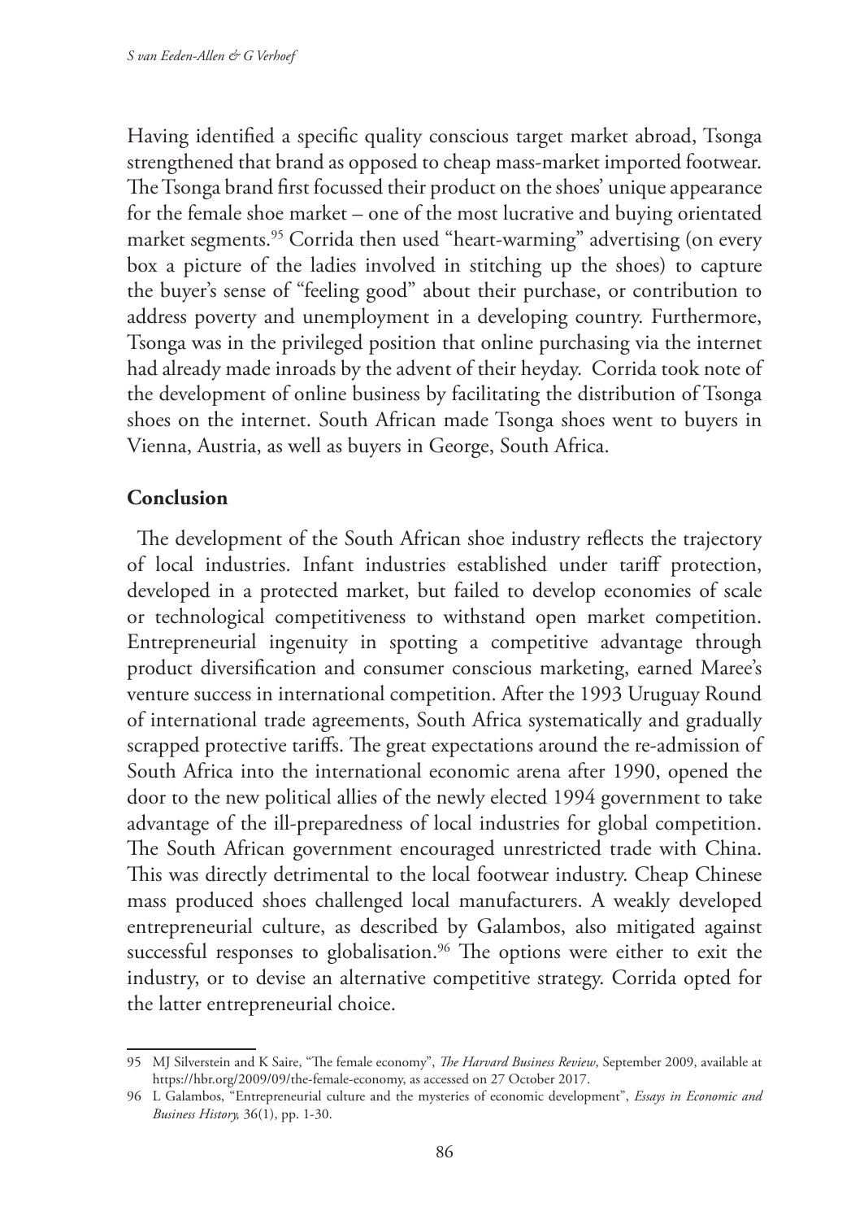Having identified a specific quality conscious target market abroad, Tsonga strengthened that brand as opposed to cheap mass-market imported footwear. The Tsonga brand first focussed their product on the shoes' unique appearance for the female shoe market – one of the most lucrative and buying orientated market segments.[95] Corrida then used "heart-warming" advertising (on every box a picture of the ladies involved in stitching up the shoes) to capture the buyer's sense of "feeling good" about their purchase, or contribution to address poverty and unemployment in a developing country. Furthermore, Tsonga was in the privileged position that online purchasing via the internet had already made inroads by the advent of their heyday. Corrida took note of the development of online business by facilitating the distribution of Tsonga shoes on the internet. South African made Tsonga shoes went to buyers in Vienna, Austria, as well as buyers in George, South Africa.

## Conclusion

The development of the South African shoe industry reflects the trajectory of local industries. Infant industries established under tariff protection, developed in a protected market, but failed to develop economies of scale or technological competitiveness to withstand open market competition. Entrepreneurial ingenuity in spotting a competitive advantage through product diversification and consumer conscious marketing, earned Maree's venture success in international competition. After the 1993 Uruguay Round of international trade agreements, South Africa systematically and gradually scrapped protective tariffs. The great expectations around the re-admission of South Africa into the international economic arena after 1990, opened the door to the new political allies of the newly elected 1994 government to take advantage of the ill-preparedness of local industries for global competition. The South African government encouraged unrestricted trade with China. This was directly detrimental to the local footwear industry. Cheap Chinese mass produced shoes challenged local manufacturers. A weakly developed entrepreneurial culture, as described by Galambos, also mitigated against successful responses to globalisation.[96] The options were either to exit the industry, or to devise an alternative competitive strategy. Corrida opted for the latter entrepreneurial choice.

---

95 MJ Silverstein and K Saire, "The female economy", *The Harvard Business Review*, September 2009, available at https://hbr.org/2009/09/the-female-economy, as accessed on 27 October 2017.

96 L Galambos, "Entrepreneurial culture and the mysteries of economic development", *Essays in Economic and Business History,* 36(1), pp. 1-30.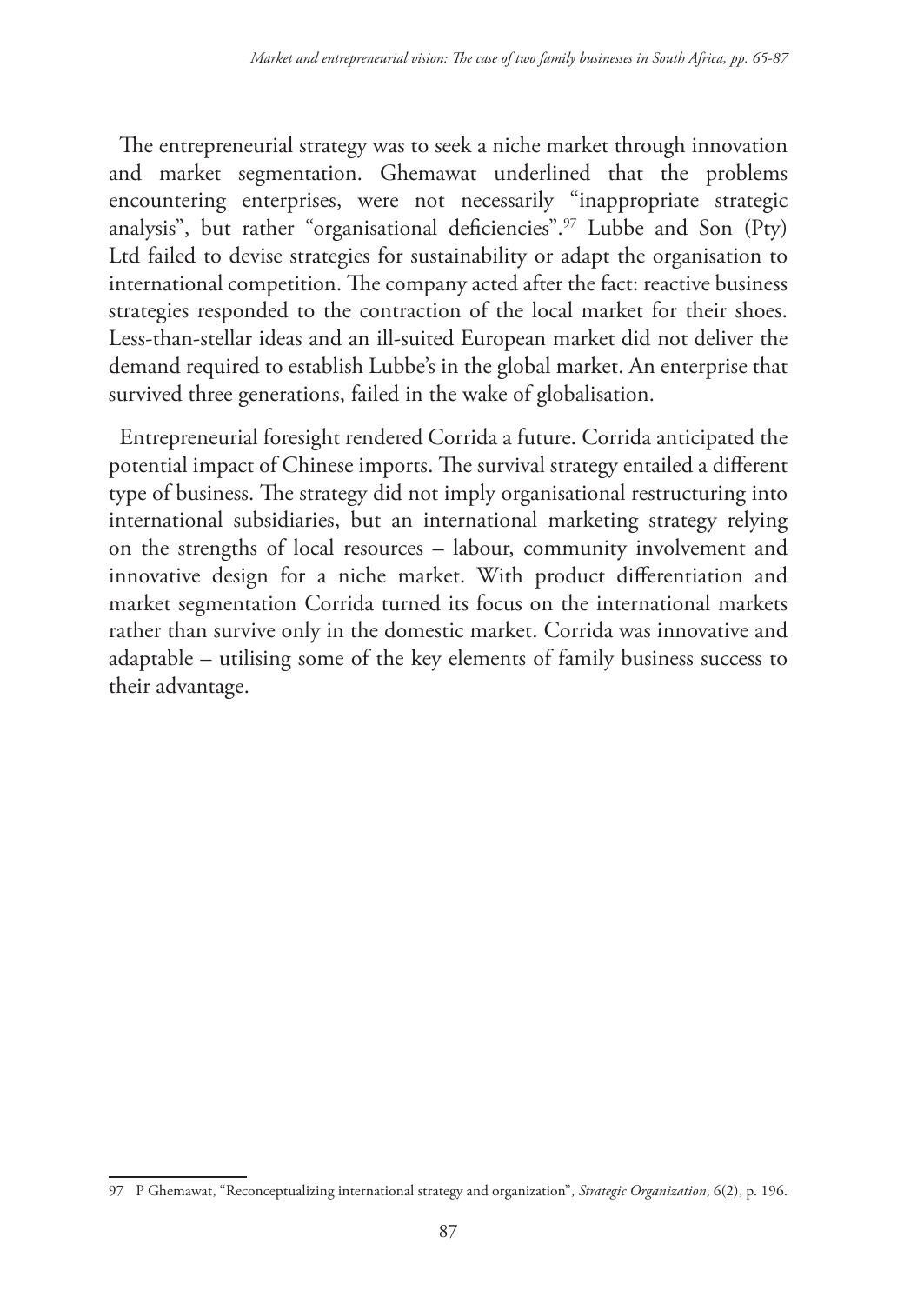The entrepreneurial strategy was to seek a niche market through innovation and market segmentation. Ghemawat underlined that the problems encountering enterprises, were not necessarily "inappropriate strategic analysis", but rather "organisational deficiencies".[97] Lubbe and Son (Pty) Ltd failed to devise strategies for sustainability or adapt the organisation to international competition. The company acted after the fact: reactive business strategies responded to the contraction of the local market for their shoes. Less-than-stellar ideas and an ill-suited European market did not deliver the demand required to establish Lubbe's in the global market. An enterprise that survived three generations, failed in the wake of globalisation.

Entrepreneurial foresight rendered Corrida a future. Corrida anticipated the potential impact of Chinese imports. The survival strategy entailed a different type of business. The strategy did not imply organisational restructuring into international subsidiaries, but an international marketing strategy relying on the strengths of local resources – labour, community involvement and innovative design for a niche market. With product differentiation and market segmentation Corrida turned its focus on the international markets rather than survive only in the domestic market. Corrida was innovative and adaptable – utilising some of the key elements of family business success to their advantage.

---

97 P Ghemawat, "Reconceptualizing international strategy and organization", *Strategic Organization*, 6(2), p. 196.